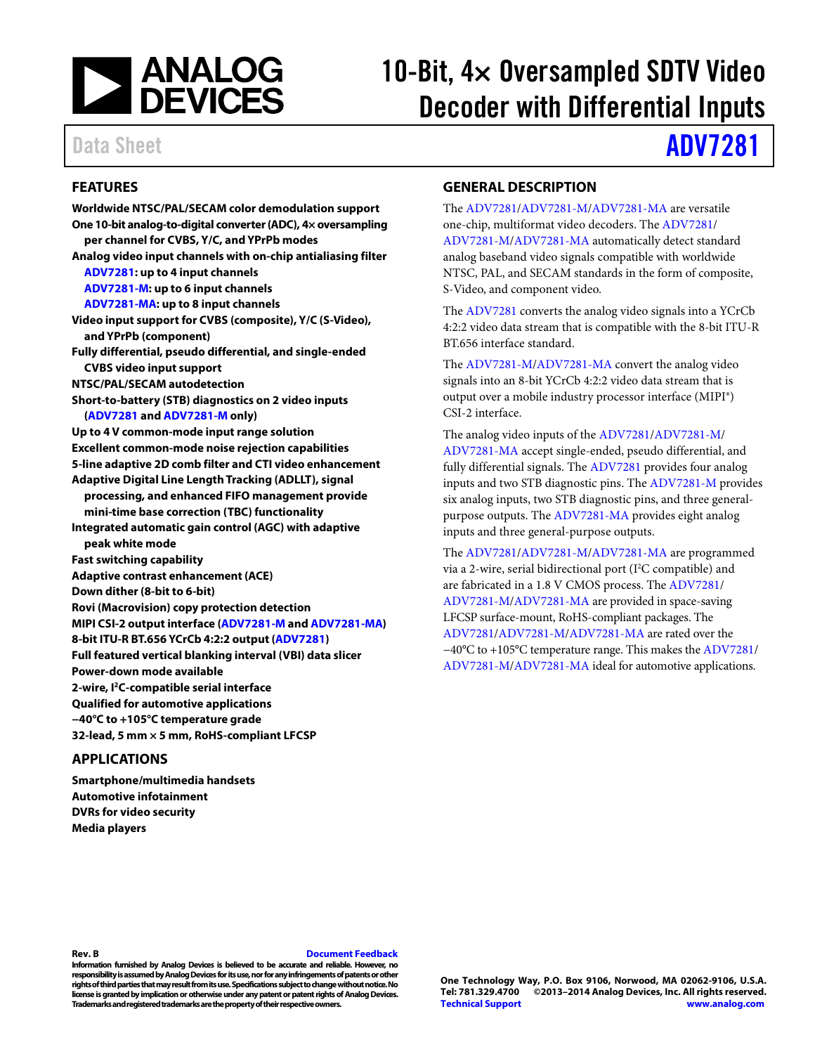# 10-Bit, 4× Oversampled SDTV Video Decoder with Differential Inputs

Data Sheet **ADV7281**

## FEATURES

- **Worldwide NTSC/PAL/SECAM color demodulation support**
- **One 10-bit analog-to-digital converter (ADC), 4× oversampling per channel for CVBS, Y/C, and YPrPb modes**
- **Analog video input channels with on-chip antialiasing filter**
  - **ADV7281: up to 4 input channels**
  - **ADV7281-M: up to 6 input channels**
  - **ADV7281-MA: up to 8 input channels**
- **Video input support for CVBS (composite), Y/C (S-Video), and YPrPb (component)**
- **Fully differential, pseudo differential, and single-ended CVBS video input support**
- **NTSC/PAL/SECAM autodetection**
- **Short-to-battery (STB) diagnostics on 2 video inputs (ADV7281 and ADV7281-M only)**
- **Up to 4 V common-mode input range solution**
- **Excellent common-mode noise rejection capabilities**
- **5-line adaptive 2D comb filter and CTI video enhancement**
- **Adaptive Digital Line Length Tracking (ADLLT), signal processing, and enhanced FIFO management provide mini-time base correction (TBC) functionality**
- **Integrated automatic gain control (AGC) with adaptive peak white mode**
- **Fast switching capability**
- **Adaptive contrast enhancement (ACE)**
- **Down dither (8-bit to 6-bit)**
- **Rovi (Macrovision) copy protection detection**
- **MIPI CSI-2 output interface (ADV7281-M and ADV7281-MA)**
- **8-bit ITU-R BT.656 YCrCb 4:2:2 output (ADV7281)**
- **Full featured vertical blanking interval (VBI) data slicer**
- **Power-down mode available**
- **2-wire, I²C-compatible serial interface**
- **Qualified for automotive applications**
- **−40°C to +105°C temperature grade**
- **32-lead, 5 mm × 5 mm, RoHS-compliant LFCSP**

## APPLICATIONS

- **Smartphone/multimedia handsets**
- **Automotive infotainment**
- **DVRs for video security**
- **Media players**

## GENERAL DESCRIPTION

The ADV7281/ADV7281-M/ADV7281-MA are versatile one-chip, multiformat video decoders. The ADV7281/ADV7281-M/ADV7281-MA automatically detect standard analog baseband video signals compatible with worldwide NTSC, PAL, and SECAM standards in the form of composite, S-Video, and component video.

The ADV7281 converts the analog video signals into a YCrCb 4:2:2 video data stream that is compatible with the 8-bit ITU-R BT.656 interface standard.

The ADV7281-M/ADV7281-MA convert the analog video signals into an 8-bit YCrCb 4:2:2 video data stream that is output over a mobile industry processor interface (MIPI®) CSI-2 interface.

The analog video inputs of the ADV7281/ADV7281-M/ADV7281-MA accept single-ended, pseudo differential, and fully differential signals. The ADV7281 provides four analog inputs and two STB diagnostic pins. The ADV7281-M provides six analog inputs, two STB diagnostic pins, and three general-purpose outputs. The ADV7281-MA provides eight analog inputs and three general-purpose outputs.

The ADV7281/ADV7281-M/ADV7281-MA are programmed via a 2-wire, serial bidirectional port (I²C compatible) and are fabricated in a 1.8 V CMOS process. The ADV7281/ADV7281-M/ADV7281-MA are provided in space-saving LFCSP surface-mount, RoHS-compliant packages. The ADV7281/ADV7281-M/ADV7281-MA are rated over the −40°C to +105°C temperature range. This makes the ADV7281/ADV7281-M/ADV7281-MA ideal for automotive applications.

**Rev. B** **Document Feedback**

**Information furnished by Analog Devices is believed to be accurate and reliable. However, no responsibility is assumed by Analog Devices for its use, nor for any infringements of patents or other rights of third parties that may result from its use. Specifications subject to change without notice. No license is granted by implication or otherwise under any patent or patent rights of Analog Devices. Trademarks and registered trademarks are the property of their respective owners.**

**One Technology Way, P.O. Box 9106, Norwood, MA 02062-9106, U.S.A.**
**Tel: 781.329.4700 ©2013–2014 Analog Devices, Inc. All rights reserved.**
**Technical Support www.analog.com**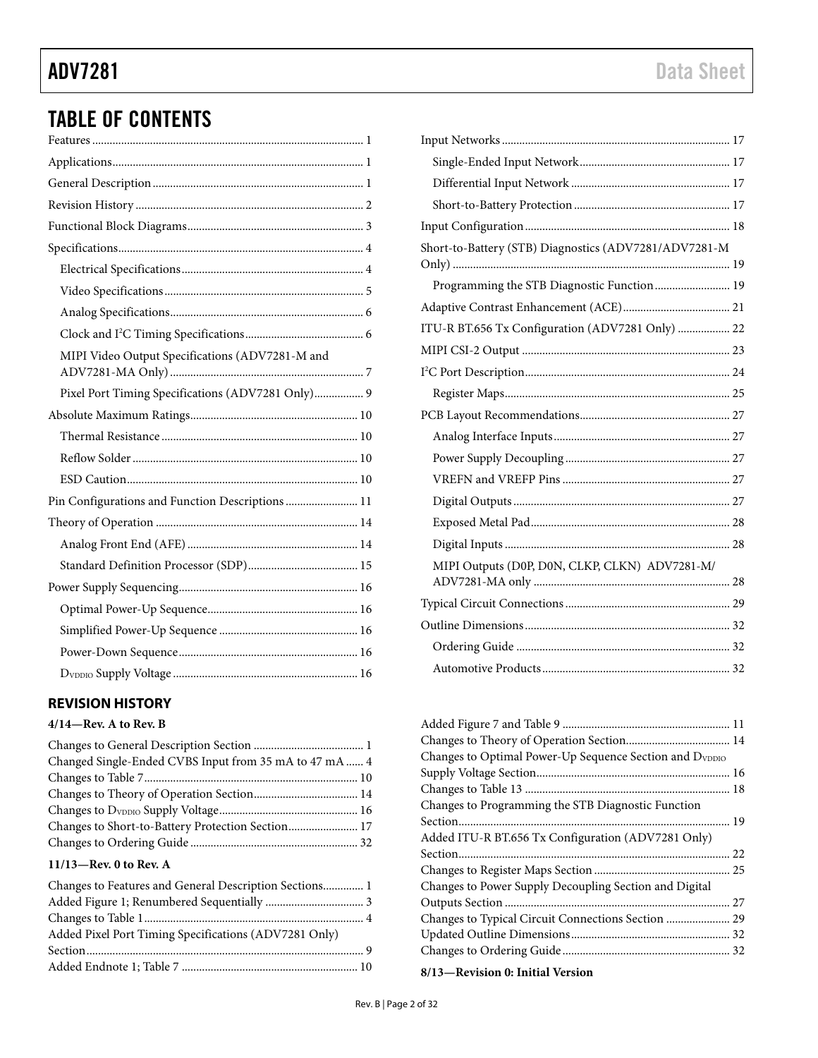# TABLE OF CONTENTS

Features ... 1
Applications ... 1
General Description ... 1
Revision History ... 2
Functional Block Diagrams ... 3
Specifications ... 4
- Electrical Specifications ... 4
- Video Specifications ... 5
- Analog Specifications ... 6
- Clock and I²C Timing Specifications ... 6
- MIPI Video Output Specifications (ADV7281-M and ADV7281-MA Only) ... 7
- Pixel Port Timing Specifications (ADV7281 Only) ... 9

Absolute Maximum Ratings ... 10
- Thermal Resistance ... 10
- Reflow Solder ... 10
- ESD Caution ... 10

Pin Configurations and Function Descriptions ... 11
Theory of Operation ... 14
- Analog Front End (AFE) ... 14
- Standard Definition Processor (SDP) ... 15

Power Supply Sequencing ... 16
- Optimal Power-Up Sequence ... 16
- Simplified Power-Up Sequence ... 16
- Power-Down Sequence ... 16
- $D_{VDDIO}$ Supply Voltage ... 16

Input Networks ... 17
- Single-Ended Input Network ... 17
- Differential Input Network ... 17
- Short-to-Battery Protection ... 17

Input Configuration ... 18
Short-to-Battery (STB) Diagnostics (ADV7281/ADV7281-M Only) ... 19
- Programming the STB Diagnostic Function ... 19

Adaptive Contrast Enhancement (ACE) ... 21
ITU-R BT.656 Tx Configuration (ADV7281 Only) ... 22
MIPI CSI-2 Output ... 23
I²C Port Description ... 24
- Register Maps ... 25

PCB Layout Recommendations ... 27
- Analog Interface Inputs ... 27
- Power Supply Decoupling ... 27
- VREFN and VREFP Pins ... 27
- Digital Outputs ... 27
- Exposed Metal Pad ... 28
- Digital Inputs ... 28
- MIPI Outputs (D0P, D0N, CLKP, CLKN) ADV7281-M/ ADV7281-MA only ... 28

Typical Circuit Connections ... 29
Outline Dimensions ... 32
- Ordering Guide ... 32
- Automotive Products ... 32

## REVISION HISTORY

**4/14—Rev. A to Rev. B**

Changes to General Description Section ... 1
Changed Single-Ended CVBS Input from 35 mA to 47 mA ... 4
Changes to Table 7 ... 10
Changes to Theory of Operation Section ... 14
Changes to $D_{VDDIO}$ Supply Voltage ... 16
Changes to Short-to-Battery Protection Section ... 17
Changes to Ordering Guide ... 32

**11/13—Rev. 0 to Rev. A**

Changes to Features and General Description Sections ... 1
Added Figure 1; Renumbered Sequentially ... 3
Changes to Table 1 ... 4
Added Pixel Port Timing Specifications (ADV7281 Only) Section ... 9
Added Endnote 1; Table 7 ... 10
Added Figure 7 and Table 9 ... 11
Changes to Theory of Operation Section ... 14
Changes to Optimal Power-Up Sequence Section and $D_{VDDIO}$ Supply Voltage Section ... 16
Changes to Table 13 ... 18
Changes to Programming the STB Diagnostic Function Section ... 19
Added ITU-R BT.656 Tx Configuration (ADV7281 Only) Section ... 22
Changes to Register Maps Section ... 25
Changes to Power Supply Decoupling Section and Digital Outputs Section ... 27
Changes to Typical Circuit Connections Section ... 29
Updated Outline Dimensions ... 32
Changes to Ordering Guide ... 32

**8/13—Revision 0: Initial Version**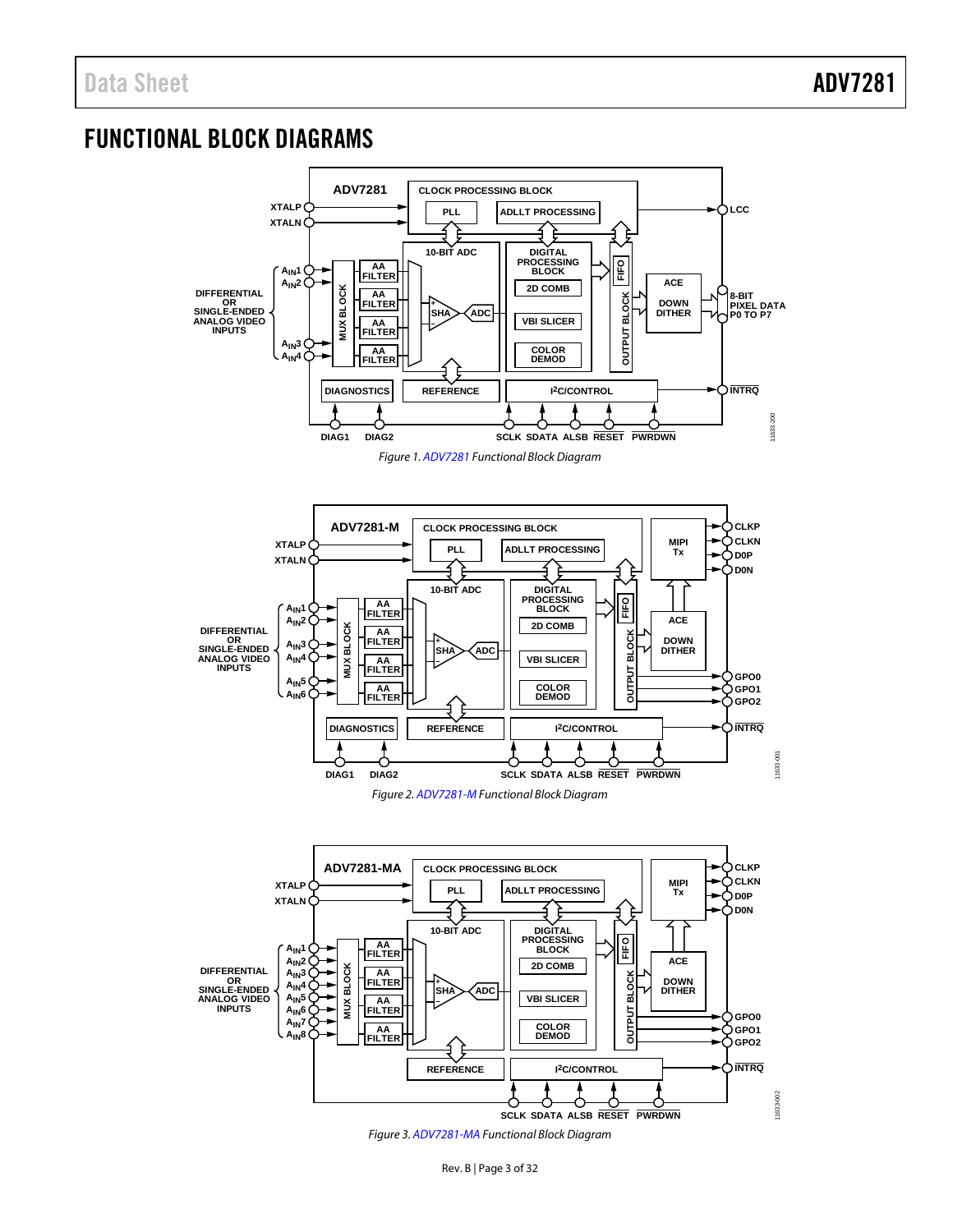# FUNCTIONAL BLOCK DIAGRAMS

ADV7281
CLOCK PROCESSING BLOCK
PLL
ADLLT PROCESSING
XTALP
XTALN
LCC
10-BIT ADC
DIGITAL PROCESSING BLOCK
FIFO
2D COMB
ACE
DOWN DITHER
8-BIT PIXEL DATA P0 TO P7
DIFFERENTIAL OR SINGLE-ENDED ANALOG VIDEO INPUTS
$A_{IN}1$
$A_{IN}2$
$A_{IN}3$
$A_{IN}4$
MUX BLOCK
AA FILTER
AA FILTER
AA FILTER
AA FILTER
SHA
ADC
VBI SLICER
COLOR DEMOD
OUTPUT BLOCK
DIAGNOSTICS
REFERENCE
I2C/CONTROL
INTRQ
DIAG1
DIAG2
SCLK SDATA ALSB RESET PWRDWN
11633-200

*Figure 1. ADV7281 Functional Block Diagram*

ADV7281-M
CLOCK PROCESSING BLOCK
PLL
ADLLT PROCESSING
MIPI Tx
CLKP
CLKN
D0P
D0N
XTALP
XTALN
10-BIT ADC
DIGITAL PROCESSING BLOCK
FIFO
2D COMB
ACE
DOWN DITHER
DIFFERENTIAL OR SINGLE-ENDED ANALOG VIDEO INPUTS
$A_{IN}1$
$A_{IN}2$
$A_{IN}3$
$A_{IN}4$
$A_{IN}5$
$A_{IN}6$
MUX BLOCK
AA FILTER
AA FILTER
AA FILTER
AA FILTER
SHA
ADC
VBI SLICER
COLOR DEMOD
OUTPUT BLOCK
GPO0
GPO1
GPO2
DIAGNOSTICS
REFERENCE
I2C/CONTROL
INTRQ
DIAG1
DIAG2
SCLK SDATA ALSB RESET PWRDWN
11633-001

*Figure 2. ADV7281-M Functional Block Diagram*

ADV7281-MA
CLOCK PROCESSING BLOCK
PLL
ADLLT PROCESSING
MIPI Tx
CLKP
CLKN
D0P
D0N
XTALP
XTALN
10-BIT ADC
DIGITAL PROCESSING BLOCK
FIFO
2D COMB
ACE
DOWN DITHER
DIFFERENTIAL OR SINGLE-ENDED ANALOG VIDEO INPUTS
$A_{IN}1$
$A_{IN}2$
$A_{IN}3$
$A_{IN}4$
$A_{IN}5$
$A_{IN}6$
$A_{IN}7$
$A_{IN}8$
MUX BLOCK
AA FILTER
AA FILTER
AA FILTER
AA FILTER
SHA
ADC
VBI SLICER
COLOR DEMOD
OUTPUT BLOCK
GPO0
GPO1
GPO2
REFERENCE
I2C/CONTROL
INTRQ
SCLK SDATA ALSB RESET PWRDWN
11633-002

*Figure 3. ADV7281-MA Functional Block Diagram*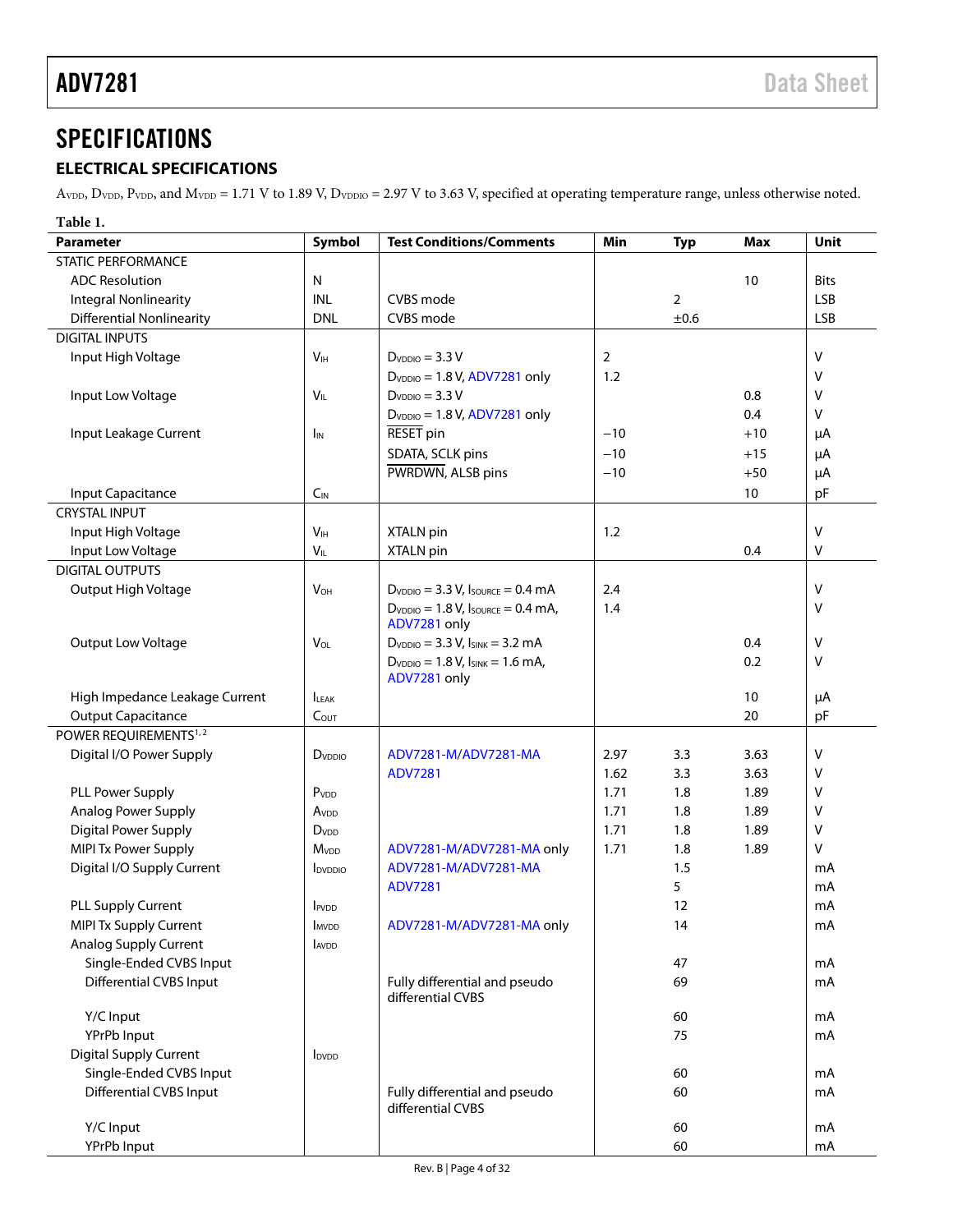# SPECIFICATIONS

## ELECTRICAL SPECIFICATIONS

$A_{VDD}$, $D_{VDD}$, $P_{VDD}$, and $M_{VDD}$ = 1.71 V to 1.89 V, $D_{VDDIO}$ = 2.97 V to 3.63 V, specified at operating temperature range, unless otherwise noted.

**Table 1.**

| Parameter | Symbol | Test Conditions/Comments | Min | Typ | Max | Unit |
|---|---|---|---|---|---|---|
| STATIC PERFORMANCE | | | | | | |
| ADC Resolution | N | | | | 10 | Bits |
| Integral Nonlinearity | INL | CVBS mode | | 2 | | LSB |
| Differential Nonlinearity | DNL | CVBS mode | | ±0.6 | | LSB |
| DIGITAL INPUTS | | | | | | |
| Input High Voltage | $V_{IH}$ | $D_{VDDIO}$ = 3.3 V | 2 | | | V |
| | | $D_{VDDIO}$ = 1.8 V, ADV7281 only | 1.2 | | | V |
| Input Low Voltage | $V_{IL}$ | $D_{VDDIO}$ = 3.3 V | | | 0.8 | V |
| | | $D_{VDDIO}$ = 1.8 V, ADV7281 only | | | 0.4 | V |
| Input Leakage Current | $I_{IN}$ | RESET pin | −10 | | +10 | µA |
| | | SDATA, SCLK pins | −10 | | +15 | µA |
| | | PWRDWN, ALSB pins | −10 | | +50 | µA |
| Input Capacitance | $C_{IN}$ | | | | 10 | pF |
| CRYSTAL INPUT | | | | | | |
| Input High Voltage | $V_{IH}$ | XTALN pin | 1.2 | | | V |
| Input Low Voltage | $V_{IL}$ | XTALN pin | | | 0.4 | V |
| DIGITAL OUTPUTS | | | | | | |
| Output High Voltage | $V_{OH}$ | $D_{VDDIO}$ = 3.3 V, $I_{SOURCE}$ = 0.4 mA | 2.4 | | | V |
| | | $D_{VDDIO}$ = 1.8 V, $I_{SOURCE}$ = 0.4 mA, ADV7281 only | 1.4 | | | V |
| Output Low Voltage | $V_{OL}$ | $D_{VDDIO}$ = 3.3 V, $I_{SINK}$ = 3.2 mA | | | 0.4 | V |
| | | $D_{VDDIO}$ = 1.8 V, $I_{SINK}$ = 1.6 mA, ADV7281 only | | | 0.2 | V |
| High Impedance Leakage Current | $I_{LEAK}$ | | | | 10 | µA |
| Output Capacitance | $C_{OUT}$ | | | | 20 | pF |
| POWER REQUIREMENTS[1, 2] | | | | | | |
| Digital I/O Power Supply | $D_{VDDIO}$ | ADV7281-M/ADV7281-MA | 2.97 | 3.3 | 3.63 | V |
| | | ADV7281 | 1.62 | 3.3 | 3.63 | V |
| PLL Power Supply | $P_{VDD}$ | | 1.71 | 1.8 | 1.89 | V |
| Analog Power Supply | $A_{VDD}$ | | 1.71 | 1.8 | 1.89 | V |
| Digital Power Supply | $D_{VDD}$ | | 1.71 | 1.8 | 1.89 | V |
| MIPI Tx Power Supply | $M_{VDD}$ | ADV7281-M/ADV7281-MA only | 1.71 | 1.8 | 1.89 | V |
| Digital I/O Supply Current | $I_{DVDDIO}$ | ADV7281-M/ADV7281-MA | | 1.5 | | mA |
| | | ADV7281 | | 5 | | mA |
| PLL Supply Current | $I_{PVDD}$ | | | 12 | | mA |
| MIPI Tx Supply Current | $I_{MVDD}$ | ADV7281-M/ADV7281-MA only | | 14 | | mA |
| Analog Supply Current | $I_{AVDD}$ | | | | | |
| Single-Ended CVBS Input | | | | 47 | | mA |
| Differential CVBS Input | | Fully differential and pseudo differential CVBS | | 69 | | mA |
| Y/C Input | | | | 60 | | mA |
| YPrPb Input | | | | 75 | | mA |
| Digital Supply Current | $I_{DVDD}$ | | | | | |
| Single-Ended CVBS Input | | | | 60 | | mA |
| Differential CVBS Input | | Fully differential and pseudo differential CVBS | | 60 | | mA |
| Y/C Input | | | | 60 | | mA |
| YPrPb Input | | | | 60 | | mA |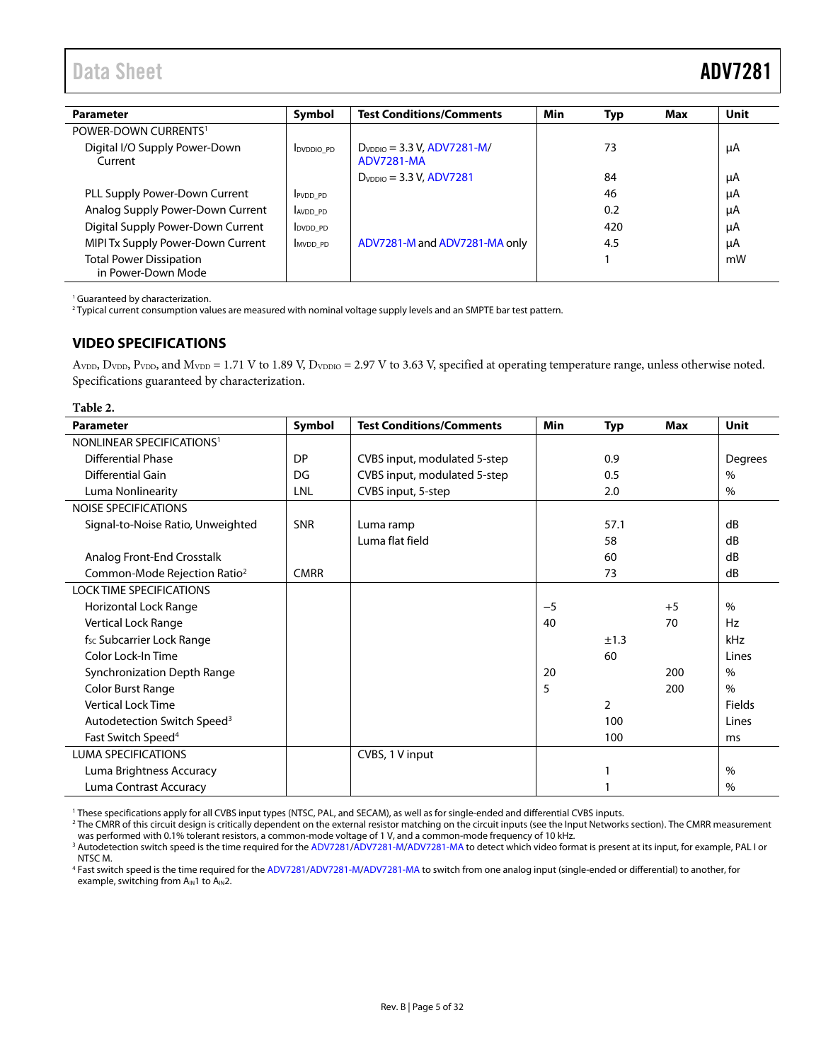| Parameter | Symbol | Test Conditions/Comments | Min | Typ | Max | Unit |
|---|---|---|---|---|---|---|
| POWER-DOWN CURRENTS[1] | | | | | | |
| Digital I/O Supply Power-Down Current | $I_{DVDDIO\_PD}$ | $D_{VDDIO}$ = 3.3 V, ADV7281-M/ ADV7281-MA | | 73 | | μA |
| | | $D_{VDDIO}$ = 3.3 V, ADV7281 | | 84 | | μA |
| PLL Supply Power-Down Current | $I_{PVDD\_PD}$ | | | 46 | | μA |
| Analog Supply Power-Down Current | $I_{AVDD\_PD}$ | | | 0.2 | | μA |
| Digital Supply Power-Down Current | $I_{DVDD\_PD}$ | | | 420 | | μA |
| MIPI Tx Supply Power-Down Current | $I_{MVDD\_PD}$ | ADV7281-M and ADV7281-MA only | | 4.5 | | μA |
| Total Power Dissipation in Power-Down Mode | | | | 1 | | mW |

[1] Guaranteed by characterization.
[2] Typical current consumption values are measured with nominal voltage supply levels and an SMPTE bar test pattern.

## VIDEO SPECIFICATIONS

$A_{VDD}$, $D_{VDD}$, $P_{VDD}$, and $M_{VDD}$ = 1.71 V to 1.89 V, $D_{VDDIO}$ = 2.97 V to 3.63 V, specified at operating temperature range, unless otherwise noted. Specifications guaranteed by characterization.

**Table 2.**

| Parameter | Symbol | Test Conditions/Comments | Min | Typ | Max | Unit |
|---|---|---|---|---|---|---|
| NONLINEAR SPECIFICATIONS[1] | | | | | | |
| Differential Phase | DP | CVBS input, modulated 5-step | | 0.9 | | Degrees |
| Differential Gain | DG | CVBS input, modulated 5-step | | 0.5 | | % |
| Luma Nonlinearity | LNL | CVBS input, 5-step | | 2.0 | | % |
| NOISE SPECIFICATIONS | | | | | | |
| Signal-to-Noise Ratio, Unweighted | SNR | Luma ramp | | 57.1 | | dB |
| | | Luma flat field | | 58 | | dB |
| Analog Front-End Crosstalk | | | | 60 | | dB |
| Common-Mode Rejection Ratio[2] | CMRR | | | 73 | | dB |
| LOCK TIME SPECIFICATIONS | | | | | | |
| Horizontal Lock Range | | | −5 | | +5 | % |
| Vertical Lock Range | | | 40 | | 70 | Hz |
| $f_{SC}$ Subcarrier Lock Range | | | | ±1.3 | | kHz |
| Color Lock-In Time | | | | 60 | | Lines |
| Synchronization Depth Range | | | 20 | | 200 | % |
| Color Burst Range | | | 5 | | 200 | % |
| Vertical Lock Time | | | | 2 | | Fields |
| Autodetection Switch Speed[3] | | | | 100 | | Lines |
| Fast Switch Speed[4] | | | | 100 | | ms |
| LUMA SPECIFICATIONS | | CVBS, 1 V input | | | | |
| Luma Brightness Accuracy | | | | 1 | | % |
| Luma Contrast Accuracy | | | | 1 | | % |

[1] These specifications apply for all CVBS input types (NTSC, PAL, and SECAM), as well as for single-ended and differential CVBS inputs.
[2] The CMRR of this circuit design is critically dependent on the external resistor matching on the circuit inputs (see the Input Networks section). The CMRR measurement was performed with 0.1% tolerant resistors, a common-mode voltage of 1 V, and a common-mode frequency of 10 kHz.
[3] Autodetection switch speed is the time required for the ADV7281/ADV7281-M/ADV7281-MA to detect which video format is present at its input, for example, PAL I or NTSC M.
[4] Fast switch speed is the time required for the ADV7281/ADV7281-M/ADV7281-MA to switch from one analog input (single-ended or differential) to another, for example, switching from $A_{IN}1$ to $A_{IN}2$.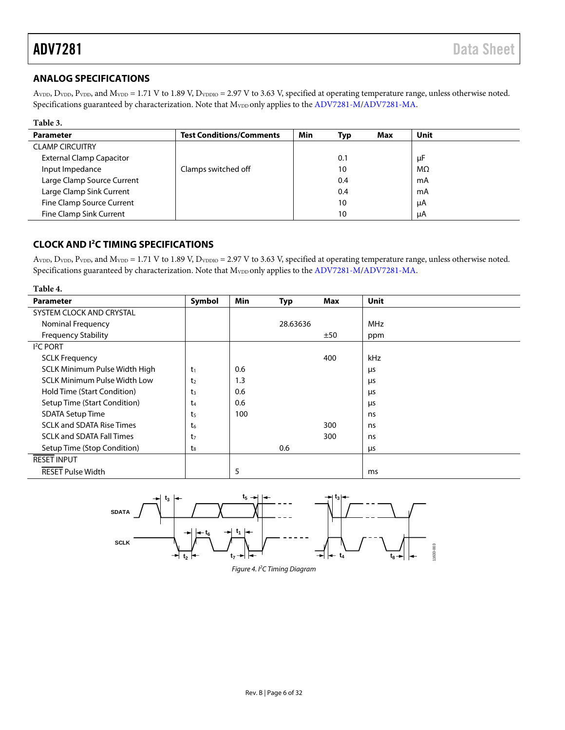## ANALOG SPECIFICATIONS

$A_{VDD}$, $D_{VDD}$, $P_{VDD}$, and $M_{VDD}$ = 1.71 V to 1.89 V, $D_{VDDIO}$ = 2.97 V to 3.63 V, specified at operating temperature range, unless otherwise noted. Specifications guaranteed by characterization. Note that $M_{VDD}$ only applies to the ADV7281-M/ADV7281-MA.

**Table 3.**

| Parameter | Test Conditions/Comments | Min | Typ | Max | Unit |
|---|---|---|---|---|---|
| CLAMP CIRCUITRY | | | | | |
| External Clamp Capacitor | | | 0.1 | | µF |
| Input Impedance | Clamps switched off | | 10 | | MΩ |
| Large Clamp Source Current | | | 0.4 | | mA |
| Large Clamp Sink Current | | | 0.4 | | mA |
| Fine Clamp Source Current | | | 10 | | µA |
| Fine Clamp Sink Current | | | 10 | | µA |

## CLOCK AND I²C TIMING SPECIFICATIONS

$A_{VDD}$, $D_{VDD}$, $P_{VDD}$, and $M_{VDD}$ = 1.71 V to 1.89 V, $D_{VDDIO}$ = 2.97 V to 3.63 V, specified at operating temperature range, unless otherwise noted. Specifications guaranteed by characterization. Note that $M_{VDD}$ only applies to the ADV7281-M/ADV7281-MA.

**Table 4.**

| Parameter | Symbol | Min | Typ | Max | Unit |
|---|---|---|---|---|---|
| SYSTEM CLOCK AND CRYSTAL | | | | | |
| Nominal Frequency | | | 28.63636 | | MHz |
| Frequency Stability | | | | ±50 | ppm |
| I²C PORT | | | | | |
| SCLK Frequency | | | | 400 | kHz |
| SCLK Minimum Pulse Width High | $t_1$ | 0.6 | | | µs |
| SCLK Minimum Pulse Width Low | $t_2$ | 1.3 | | | µs |
| Hold Time (Start Condition) | $t_3$ | 0.6 | | | µs |
| Setup Time (Start Condition) | $t_4$ | 0.6 | | | µs |
| SDATA Setup Time | $t_5$ | 100 | | | ns |
| SCLK and SDATA Rise Times | $t_6$ | | | 300 | ns |
| SCLK and SDATA Fall Times | $t_7$ | | | 300 | ns |
| Setup Time (Stop Condition) | $t_8$ | | 0.6 | | µs |
| RESET INPUT | | | | | |
| RESET Pulse Width | | 5 | | | ms |

SDATA
SCLK
$t_3$ $t_5$ $t_3$
$t_6$ $t_1$
$t_2$ $t_7$ $t_4$ $t_8$
11633-003

*Figure 4. I²C Timing Diagram*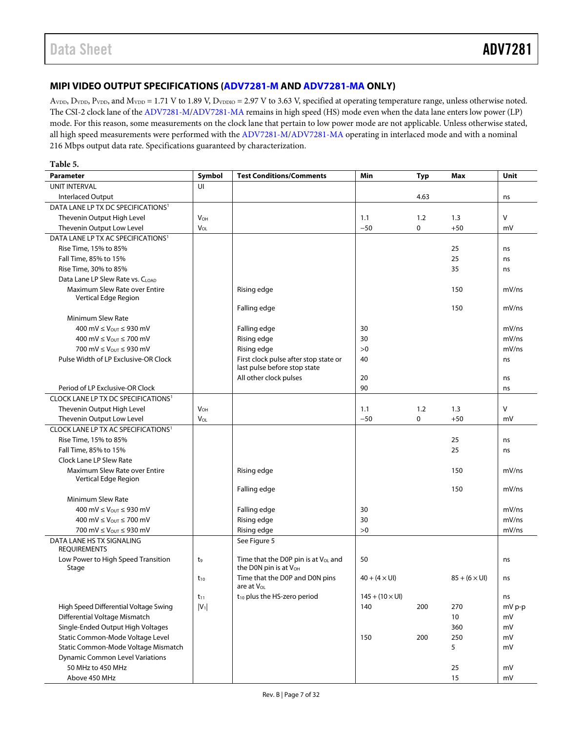## MIPI VIDEO OUTPUT SPECIFICATIONS (ADV7281-M AND ADV7281-MA ONLY)

$A_{VDD}$, $D_{VDD}$, $P_{VDD}$, and $M_{VDD}$ = 1.71 V to 1.89 V, $D_{VDDIO}$ = 2.97 V to 3.63 V, specified at operating temperature range, unless otherwise noted. The CSI-2 clock lane of the ADV7281-M/ADV7281-MA remains in high speed (HS) mode even when the data lane enters low power (LP) mode. For this reason, some measurements on the clock lane that pertain to low power mode are not applicable. Unless otherwise stated, all high speed measurements were performed with the ADV7281-M/ADV7281-MA operating in interlaced mode and with a nominal 216 Mbps output data rate. Specifications guaranteed by characterization.

**Table 5.**

| Parameter | Symbol | Test Conditions/Comments | Min | Typ | Max | Unit |
|---|---|---|---|---|---|---|
| UNIT INTERVAL | UI | | | | | |
| Interlaced Output | | | | 4.63 | | ns |
| DATA LANE LP TX DC SPECIFICATIONS[1] | | | | | | |
| Thevenin Output High Level | $V_{OH}$ | | 1.1 | 1.2 | 1.3 | V |
| Thevenin Output Low Level | $V_{OL}$ | | −50 | 0 | +50 | mV |
| DATA LANE LP TX AC SPECIFICATIONS[1] | | | | | | |
| Rise Time, 15% to 85% | | | | | 25 | ns |
| Fall Time, 85% to 15% | | | | | 25 | ns |
| Rise Time, 30% to 85% | | | | | 35 | ns |
| Data Lane LP Slew Rate vs. $C_{LOAD}$ | | | | | | |
| Maximum Slew Rate over Entire Vertical Edge Region | | Rising edge | | | 150 | mV/ns |
| | | Falling edge | | | 150 | mV/ns |
| Minimum Slew Rate | | | | | | |
| 400 mV ≤ $V_{OUT}$ ≤ 930 mV | | Falling edge | 30 | | | mV/ns |
| 400 mV ≤ $V_{OUT}$ ≤ 700 mV | | Rising edge | 30 | | | mV/ns |
| 700 mV ≤ $V_{OUT}$ ≤ 930 mV | | Rising edge | >0 | | | mV/ns |
| Pulse Width of LP Exclusive-OR Clock | | First clock pulse after stop state or last pulse before stop state | 40 | | | ns |
| | | All other clock pulses | 20 | | | ns |
| Period of LP Exclusive-OR Clock | | | 90 | | | ns |
| CLOCK LANE LP TX DC SPECIFICATIONS[1] | | | | | | |
| Thevenin Output High Level | $V_{OH}$ | | 1.1 | 1.2 | 1.3 | V |
| Thevenin Output Low Level | $V_{OL}$ | | −50 | 0 | +50 | mV |
| CLOCK LANE LP TX AC SPECIFICATIONS[1] | | | | | | |
| Rise Time, 15% to 85% | | | | | 25 | ns |
| Fall Time, 85% to 15% | | | | | 25 | ns |
| Clock Lane LP Slew Rate | | | | | | |
| Maximum Slew Rate over Entire Vertical Edge Region | | Rising edge | | | 150 | mV/ns |
| | | Falling edge | | | 150 | mV/ns |
| Minimum Slew Rate | | | | | | |
| 400 mV ≤ $V_{OUT}$ ≤ 930 mV | | Falling edge | 30 | | | mV/ns |
| 400 mV ≤ $V_{OUT}$ ≤ 700 mV | | Rising edge | 30 | | | mV/ns |
| 700 mV ≤ $V_{OUT}$ ≤ 930 mV | | Rising edge | >0 | | | mV/ns |
| DATA LANE HS TX SIGNALING REQUIREMENTS | | See Figure 5 | | | | |
| Low Power to High Speed Transition Stage | $t_9$ | Time that the D0P pin is at $V_{OL}$ and the D0N pin is at $V_{OH}$ | 50 | | | ns |
| | $t_{10}$ | Time that the D0P and D0N pins are at $V_{OL}$ | 40 + (4 × UI) | | 85 + (6 × UI) | ns |
| | $t_{11}$ | $t_{10}$ plus the HS-zero period | 145 + (10 × UI) | | | ns |
| High Speed Differential Voltage Swing | $\|V_1\|$ | | 140 | 200 | 270 | mV p-p |
| Differential Voltage Mismatch | | | | | 10 | mV |
| Single-Ended Output High Voltages | | | | | 360 | mV |
| Static Common-Mode Voltage Level | | | 150 | 200 | 250 | mV |
| Static Common-Mode Voltage Mismatch | | | | | 5 | mV |
| Dynamic Common Level Variations | | | | | | |
| 50 MHz to 450 MHz | | | | | 25 | mV |
| Above 450 MHz | | | | | 15 | mV |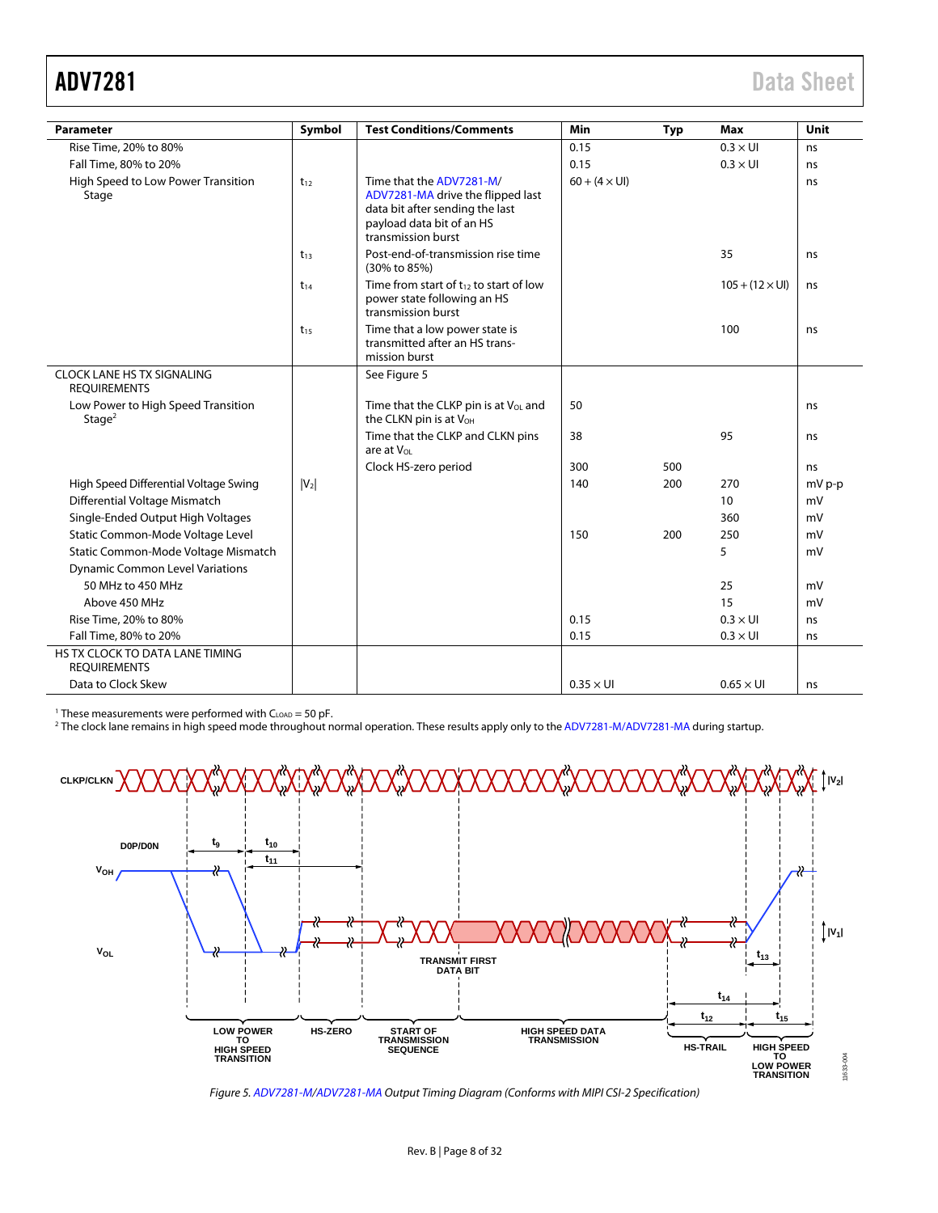| Parameter | Symbol | Test Conditions/Comments | Min | Typ | Max | Unit |
|---|---|---|---|---|---|---|
| Rise Time, 20% to 80% | | | 0.15 | | 0.3 × UI | ns |
| Fall Time, 80% to 20% | | | 0.15 | | 0.3 × UI | ns |
| High Speed to Low Power Transition Stage | $t_{12}$ | Time that the ADV7281-M/ ADV7281-MA drive the flipped last data bit after sending the last payload data bit of an HS transmission burst | 60 + (4 × UI) | | | ns |
| | $t_{13}$ | Post-end-of-transmission rise time (30% to 85%) | | | 35 | ns |
| | $t_{14}$ | Time from start of $t_{12}$ to start of low power state following an HS transmission burst | | | 105 + (12 × UI) | ns |
| | $t_{15}$ | Time that a low power state is transmitted after an HS transmission burst | | | 100 | ns |
| CLOCK LANE HS TX SIGNALING REQUIREMENTS | | See Figure 5 | | | | |
| Low Power to High Speed Transition Stage[2] | | Time that the CLKP pin is at $V_{OL}$ and the CLKN pin is at $V_{OH}$ | 50 | | | ns |
| | | Time that the CLKP and CLKN pins are at $V_{OL}$ | 38 | | 95 | ns |
| | | Clock HS-zero period | 300 | 500 | | ns |
| High Speed Differential Voltage Swing | $\lvert V_2 \rvert$ | | 140 | 200 | 270 | mV p-p |
| Differential Voltage Mismatch | | | | | 10 | mV |
| Single-Ended Output High Voltages | | | | | 360 | mV |
| Static Common-Mode Voltage Level | | | 150 | 200 | 250 | mV |
| Static Common-Mode Voltage Mismatch | | | | | 5 | mV |
| Dynamic Common Level Variations | | | | | | |
| 50 MHz to 450 MHz | | | | | 25 | mV |
| Above 450 MHz | | | | | 15 | mV |
| Rise Time, 20% to 80% | | | 0.15 | | 0.3 × UI | ns |
| Fall Time, 80% to 20% | | | 0.15 | | 0.3 × UI | ns |
| HS TX CLOCK TO DATA LANE TIMING REQUIREMENTS | | | | | | |
| Data to Clock Skew | | | 0.35 × UI | | 0.65 × UI | ns |

[1] These measurements were performed with $C_{LOAD}$ = 50 pF.
[2] The clock lane remains in high speed mode throughout normal operation. These results apply only to the ADV7281-M/ADV7281-MA during startup.

CLKP/CLKN
|V2|
D0P/D0N
t9
t10
t11
VOH
VOL
|V1|
TRANSMIT FIRST DATA BIT
t13
t14
t12
t15
LOW POWER TO HIGH SPEED TRANSITION
HS-ZERO
START OF TRANSMISSION SEQUENCE
HIGH SPEED DATA TRANSMISSION
HS-TRAIL
HIGH SPEED TO LOW POWER TRANSITION
11633-004

*Figure 5. ADV7281-M/ADV7281-MA Output Timing Diagram (Conforms with MIPI CSI-2 Specification)*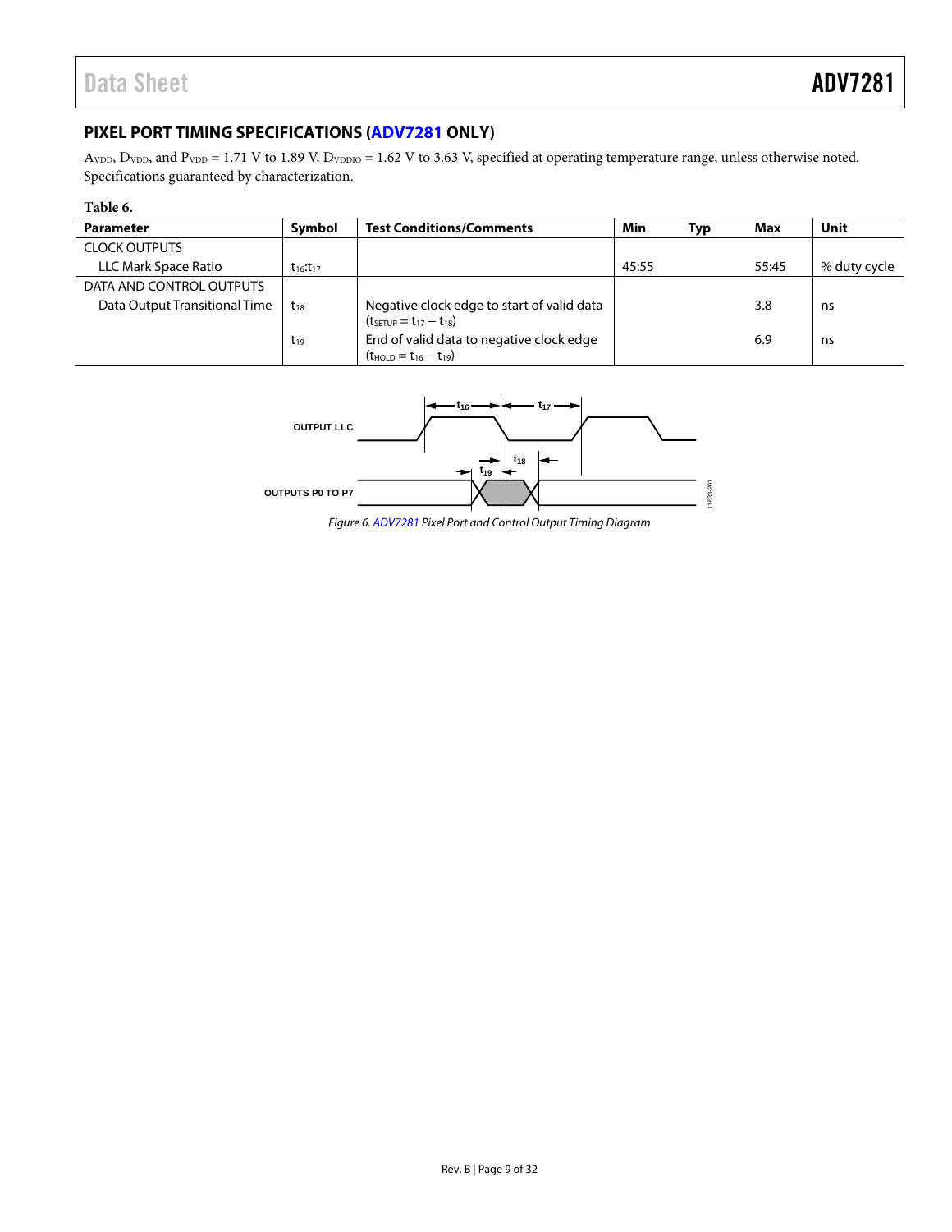## PIXEL PORT TIMING SPECIFICATIONS (ADV7281 ONLY)

$A_{VDD}$, $D_{VDD}$, and $P_{VDD}$ = 1.71 V to 1.89 V, $D_{VDDIO}$ = 1.62 V to 3.63 V, specified at operating temperature range, unless otherwise noted. Specifications guaranteed by characterization.

**Table 6.**

| Parameter | Symbol | Test Conditions/Comments | Min | Typ | Max | Unit |
|---|---|---|---|---|---|---|
| CLOCK OUTPUTS | | | | | | |
| LLC Mark Space Ratio | $t_{16}$:$t_{17}$ | | 45:55 | | 55:45 | % duty cycle |
| DATA AND CONTROL OUTPUTS | | | | | | |
| Data Output Transitional Time | $t_{18}$ | Negative clock edge to start of valid data ($t_{SETUP} = t_{17} - t_{18}$) | | | 3.8 | ns |
| | $t_{19}$ | End of valid data to negative clock edge ($t_{HOLD} = t_{16} - t_{19}$) | | | 6.9 | ns |

OUTPUT LLC

OUTPUTS P0 TO P7

$t_{16}$ $t_{17}$ $t_{18}$ $t_{19}$

11633-201

*Figure 6. ADV7281 Pixel Port and Control Output Timing Diagram*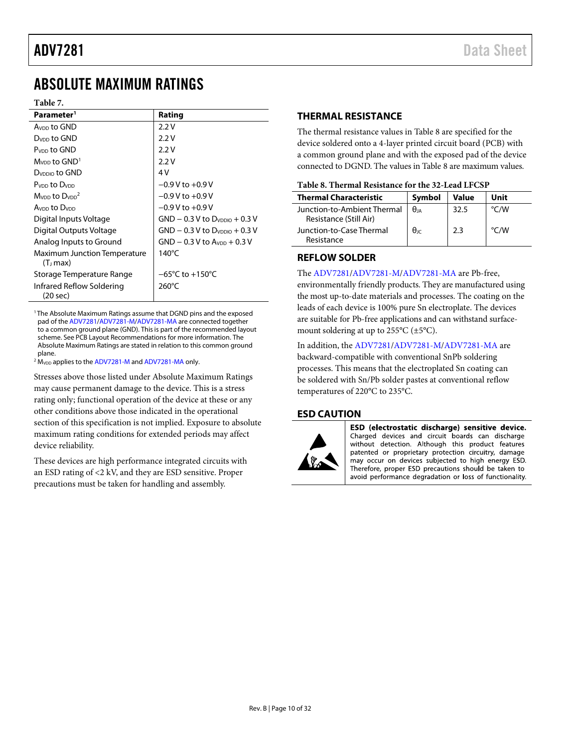# ABSOLUTE MAXIMUM RATINGS

**Table 7.**

| Parameter[1] | Rating |
|---|---|
| $A_{VDD}$ to GND | 2.2 V |
| $D_{VDD}$ to GND | 2.2 V |
| $P_{VDD}$ to GND | 2.2 V |
| $M_{VDD}$ to GND[1] | 2.2 V |
| $D_{VDDIO}$ to GND | 4 V |
| $P_{VDD}$ to $D_{VDD}$ | −0.9 V to +0.9 V |
| $M_{VDD}$ to $D_{VDD}$[2] | −0.9 V to +0.9 V |
| $A_{VDD}$ to $D_{VDD}$ | −0.9 V to +0.9 V |
| Digital Inputs Voltage | GND − 0.3 V to $D_{VDDIO}$ + 0.3 V |
| Digital Outputs Voltage | GND − 0.3 V to $D_{VDDIO}$ + 0.3 V |
| Analog Inputs to Ground | GND − 0.3 V to $A_{VDD}$ + 0.3 V |
| Maximum Junction Temperature ($T_J$ max) | 140°C |
| Storage Temperature Range | −65°C to +150°C |
| Infrared Reflow Soldering (20 sec) | 260°C |

[1] The Absolute Maximum Ratings assume that DGND pins and the exposed pad of the ADV7281/ADV7281-M/ADV7281-MA are connected together to a common ground plane (GND). This is part of the recommended layout scheme. See PCB Layout Recommendations for more information. The Absolute Maximum Ratings are stated in relation to this common ground plane.

[2] $M_{VDD}$ applies to the ADV7281-M and ADV7281-MA only.

Stresses above those listed under Absolute Maximum Ratings may cause permanent damage to the device. This is a stress rating only; functional operation of the device at these or any other conditions above those indicated in the operational section of this specification is not implied. Exposure to absolute maximum rating conditions for extended periods may affect device reliability.

These devices are high performance integrated circuits with an ESD rating of <2 kV, and they are ESD sensitive. Proper precautions must be taken for handling and assembly.

## THERMAL RESISTANCE

The thermal resistance values in Table 8 are specified for the device soldered onto a 4-layer printed circuit board (PCB) with a common ground plane and with the exposed pad of the device connected to DGND. The values in Table 8 are maximum values.

**Table 8. Thermal Resistance for the 32-Lead LFCSP**

| Thermal Characteristic | Symbol | Value | Unit |
|---|---|---|---|
| Junction-to-Ambient Thermal Resistance (Still Air) | $\theta_{JA}$ | 32.5 | °C/W |
| Junction-to-Case Thermal Resistance | $\theta_{JC}$ | 2.3 | °C/W |

## REFLOW SOLDER

The ADV7281/ADV7281-M/ADV7281-MA are Pb-free, environmentally friendly products. They are manufactured using the most up-to-date materials and processes. The coating on the leads of each device is 100% pure Sn electroplate. The devices are suitable for Pb-free applications and can withstand surface-mount soldering at up to 255°C (±5°C).

In addition, the ADV7281/ADV7281-M/ADV7281-MA are backward-compatible with conventional SnPb soldering processes. This means that the electroplated Sn coating can be soldered with Sn/Pb solder pastes at conventional reflow temperatures of 220°C to 235°C.

## ESD CAUTION

**ESD (electrostatic discharge) sensitive device.** Charged devices and circuit boards can discharge without detection. Although this product features patented or proprietary protection circuitry, damage may occur on devices subjected to high energy ESD. Therefore, proper ESD precautions should be taken to avoid performance degradation or loss of functionality.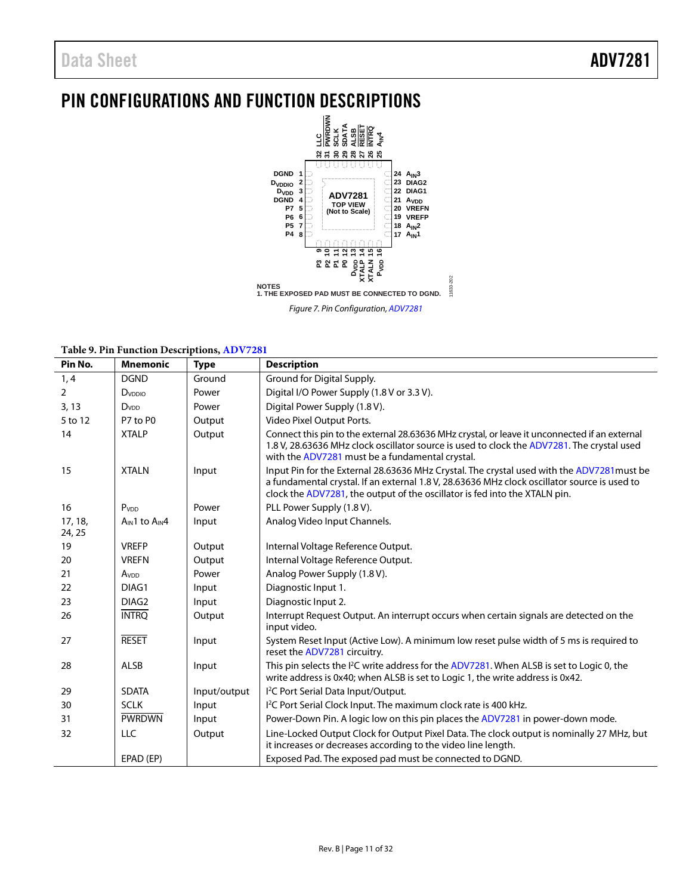# PIN CONFIGURATIONS AND FUNCTION DESCRIPTIONS

NOTES
1. THE EXPOSED PAD MUST BE CONNECTED TO DGND.

*Figure 7. Pin Configuration, ADV7281*

**Table 9. Pin Function Descriptions, ADV7281**

| Pin No. | Mnemonic | Type | Description |
|---|---|---|---|
| 1, 4 | DGND | Ground | Ground for Digital Supply. |
| 2 | $D_{VDDIO}$ | Power | Digital I/O Power Supply (1.8 V or 3.3 V). |
| 3, 13 | $D_{VDD}$ | Power | Digital Power Supply (1.8 V). |
| 5 to 12 | P7 to P0 | Output | Video Pixel Output Ports. |
| 14 | XTALP | Output | Connect this pin to the external 28.63636 MHz crystal, or leave it unconnected if an external 1.8 V, 28.63636 MHz clock oscillator source is used to clock the ADV7281. The crystal used with the ADV7281 must be a fundamental crystal. |
| 15 | XTALN | Input | Input Pin for the External 28.63636 MHz Crystal. The crystal used with the ADV7281must be a fundamental crystal. If an external 1.8 V, 28.63636 MHz clock oscillator source is used to clock the ADV7281, the output of the oscillator is fed into the XTALN pin. |
| 16 | $P_{VDD}$ | Power | PLL Power Supply (1.8 V). |
| 17, 18, 24, 25 | $A_{IN}1$ to $A_{IN}4$ | Input | Analog Video Input Channels. |
| 19 | VREFP | Output | Internal Voltage Reference Output. |
| 20 | VREFN | Output | Internal Voltage Reference Output. |
| 21 | $A_{VDD}$ | Power | Analog Power Supply (1.8 V). |
| 22 | DIAG1 | Input | Diagnostic Input 1. |
| 23 | DIAG2 | Input | Diagnostic Input 2. |
| 26 | $\overline{\text{INTRQ}}$ | Output | Interrupt Request Output. An interrupt occurs when certain signals are detected on the input video. |
| 27 | $\overline{\text{RESET}}$ | Input | System Reset Input (Active Low). A minimum low reset pulse width of 5 ms is required to reset the ADV7281 circuitry. |
| 28 | ALSB | Input | This pin selects the I²C write address for the ADV7281. When ALSB is set to Logic 0, the write address is 0x40; when ALSB is set to Logic 1, the write address is 0x42. |
| 29 | SDATA | Input/output | I²C Port Serial Data Input/Output. |
| 30 | SCLK | Input | I²C Port Serial Clock Input. The maximum clock rate is 400 kHz. |
| 31 | $\overline{\text{PWRDWN}}$ | Input | Power-Down Pin. A logic low on this pin places the ADV7281 in power-down mode. |
| 32 | LLC | Output | Line-Locked Output Clock for Output Pixel Data. The clock output is nominally 27 MHz, but it increases or decreases according to the video line length. |
| | EPAD (EP) | | Exposed Pad. The exposed pad must be connected to DGND. |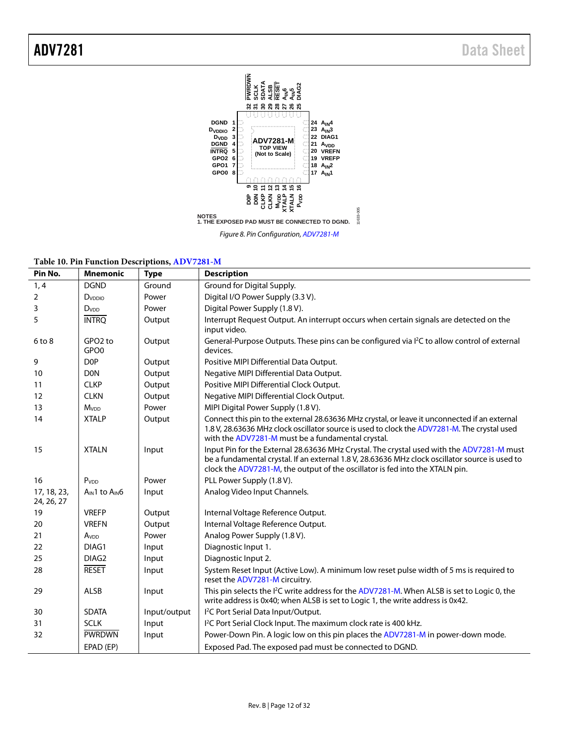NOTES
1. THE EXPOSED PAD MUST BE CONNECTED TO DGND.

*Figure 8. Pin Configuration, ADV7281-M*

**Table 10. Pin Function Descriptions, ADV7281-M**

| Pin No. | Mnemonic | Type | Description |
|---|---|---|---|
| 1, 4 | DGND | Ground | Ground for Digital Supply. |
| 2 | $D_{VDDIO}$ | Power | Digital I/O Power Supply (3.3 V). |
| 3 | $D_{VDD}$ | Power | Digital Power Supply (1.8 V). |
| 5 | INTRQ | Output | Interrupt Request Output. An interrupt occurs when certain signals are detected on the input video. |
| 6 to 8 | GPO2 to GPO0 | Output | General-Purpose Outputs. These pins can be configured via I²C to allow control of external devices. |
| 9 | D0P | Output | Positive MIPI Differential Data Output. |
| 10 | D0N | Output | Negative MIPI Differential Data Output. |
| 11 | CLKP | Output | Positive MIPI Differential Clock Output. |
| 12 | CLKN | Output | Negative MIPI Differential Clock Output. |
| 13 | $M_{VDD}$ | Power | MIPI Digital Power Supply (1.8 V). |
| 14 | XTALP | Output | Connect this pin to the external 28.63636 MHz crystal, or leave it unconnected if an external 1.8 V, 28.63636 MHz clock oscillator source is used to clock the ADV7281-M. The crystal used with the ADV7281-M must be a fundamental crystal. |
| 15 | XTALN | Input | Input Pin for the External 28.63636 MHz Crystal. The crystal used with the ADV7281-M must be a fundamental crystal. If an external 1.8 V, 28.63636 MHz clock oscillator source is used to clock the ADV7281-M, the output of the oscillator is fed into the XTALN pin. |
| 16 | $P_{VDD}$ | Power | PLL Power Supply (1.8 V). |
| 17, 18, 23, 24, 26, 27 | $A_{IN}1$ to $A_{IN}6$ | Input | Analog Video Input Channels. |
| 19 | VREFP | Output | Internal Voltage Reference Output. |
| 20 | VREFN | Output | Internal Voltage Reference Output. |
| 21 | $A_{VDD}$ | Power | Analog Power Supply (1.8 V). |
| 22 | DIAG1 | Input | Diagnostic Input 1. |
| 25 | DIAG2 | Input | Diagnostic Input 2. |
| 28 | RESET | Input | System Reset Input (Active Low). A minimum low reset pulse width of 5 ms is required to reset the ADV7281-M circuitry. |
| 29 | ALSB | Input | This pin selects the I²C write address for the ADV7281-M. When ALSB is set to Logic 0, the write address is 0x40; when ALSB is set to Logic 1, the write address is 0x42. |
| 30 | SDATA | Input/output | I²C Port Serial Data Input/Output. |
| 31 | SCLK | Input | I²C Port Serial Clock Input. The maximum clock rate is 400 kHz. |
| 32 | PWRDWN | Input | Power-Down Pin. A logic low on this pin places the ADV7281-M in power-down mode. |
| | EPAD (EP) | | Exposed Pad. The exposed pad must be connected to DGND. |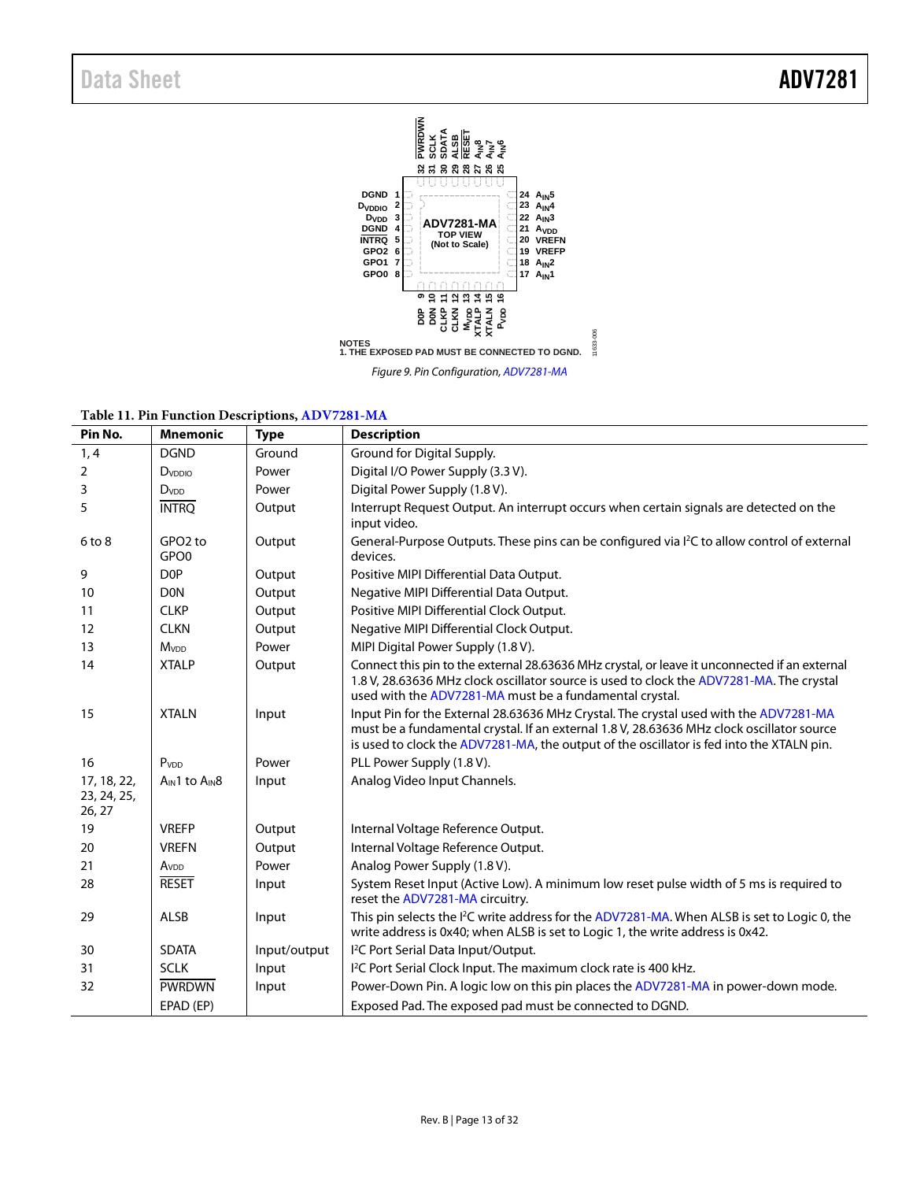NOTES
1. THE EXPOSED PAD MUST BE CONNECTED TO DGND.

*Figure 9. Pin Configuration, ADV7281-MA*

**Table 11. Pin Function Descriptions, ADV7281-MA**

| Pin No. | Mnemonic | Type | Description |
|---|---|---|---|
| 1, 4 | DGND | Ground | Ground for Digital Supply. |
| 2 | $D_{VDDIO}$ | Power | Digital I/O Power Supply (3.3 V). |
| 3 | $D_{VDD}$ | Power | Digital Power Supply (1.8 V). |
| 5 | INTRQ | Output | Interrupt Request Output. An interrupt occurs when certain signals are detected on the input video. |
| 6 to 8 | GPO2 to GPO0 | Output | General-Purpose Outputs. These pins can be configured via I²C to allow control of external devices. |
| 9 | D0P | Output | Positive MIPI Differential Data Output. |
| 10 | D0N | Output | Negative MIPI Differential Data Output. |
| 11 | CLKP | Output | Positive MIPI Differential Clock Output. |
| 12 | CLKN | Output | Negative MIPI Differential Clock Output. |
| 13 | $M_{VDD}$ | Power | MIPI Digital Power Supply (1.8 V). |
| 14 | XTALP | Output | Connect this pin to the external 28.63636 MHz crystal, or leave it unconnected if an external 1.8 V, 28.63636 MHz clock oscillator source is used to clock the ADV7281-MA. The crystal used with the ADV7281-MA must be a fundamental crystal. |
| 15 | XTALN | Input | Input Pin for the External 28.63636 MHz Crystal. The crystal used with the ADV7281-MA must be a fundamental crystal. If an external 1.8 V, 28.63636 MHz clock oscillator source is used to clock the ADV7281-MA, the output of the oscillator is fed into the XTALN pin. |
| 16 | $P_{VDD}$ | Power | PLL Power Supply (1.8 V). |
| 17, 18, 22, 23, 24, 25, 26, 27 | $A_{IN}1$ to $A_{IN}8$ | Input | Analog Video Input Channels. |
| 19 | VREFP | Output | Internal Voltage Reference Output. |
| 20 | VREFN | Output | Internal Voltage Reference Output. |
| 21 | $A_{VDD}$ | Power | Analog Power Supply (1.8 V). |
| 28 | RESET | Input | System Reset Input (Active Low). A minimum low reset pulse width of 5 ms is required to reset the ADV7281-MA circuitry. |
| 29 | ALSB | Input | This pin selects the I²C write address for the ADV7281-MA. When ALSB is set to Logic 0, the write address is 0x40; when ALSB is set to Logic 1, the write address is 0x42. |
| 30 | SDATA | Input/output | I²C Port Serial Data Input/Output. |
| 31 | SCLK | Input | I²C Port Serial Clock Input. The maximum clock rate is 400 kHz. |
| 32 | PWRDWN | Input | Power-Down Pin. A logic low on this pin places the ADV7281-MA in power-down mode. |
| | EPAD (EP) | | Exposed Pad. The exposed pad must be connected to DGND. |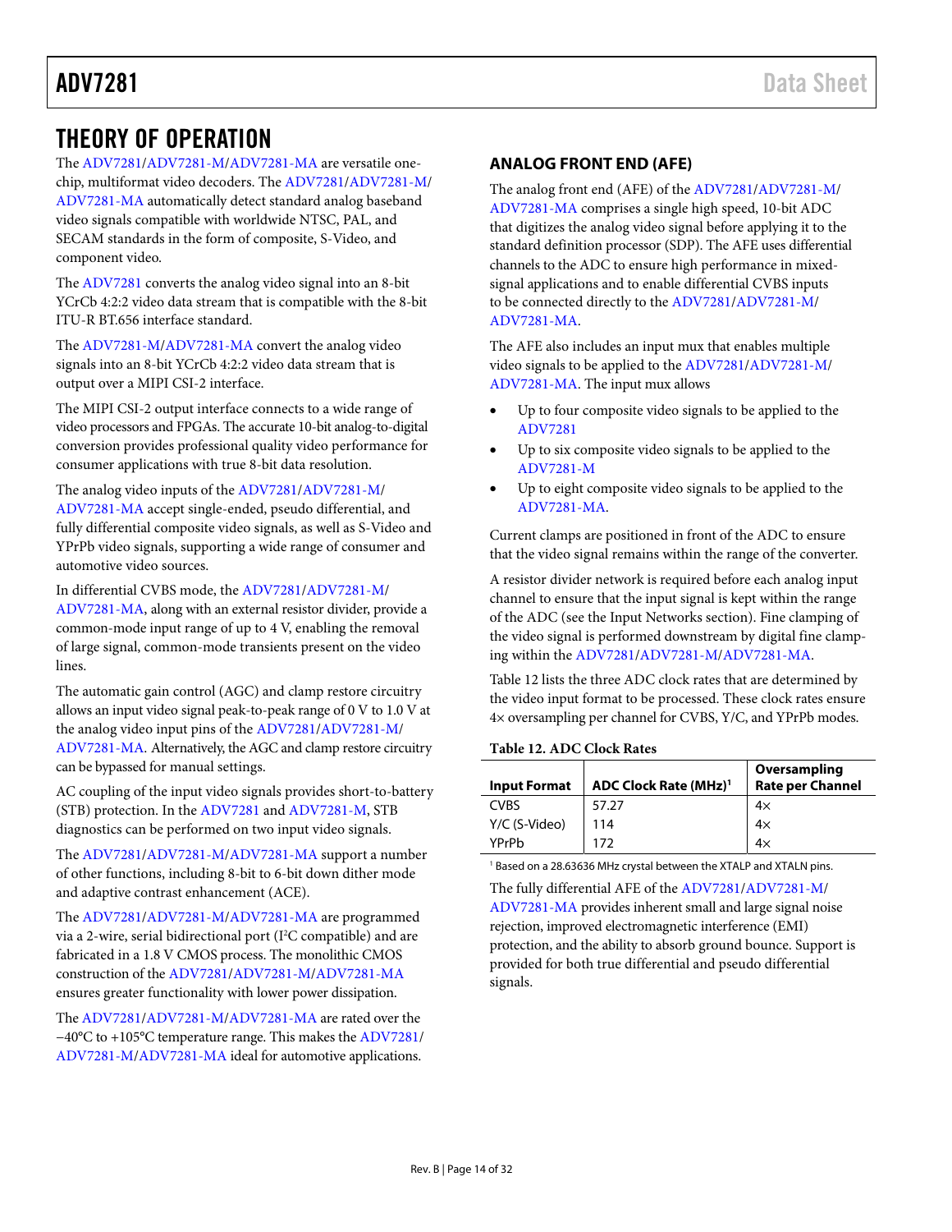# THEORY OF OPERATION

The ADV7281/ADV7281-M/ADV7281-MA are versatile one-chip, multiformat video decoders. The ADV7281/ADV7281-M/ADV7281-MA automatically detect standard analog baseband video signals compatible with worldwide NTSC, PAL, and SECAM standards in the form of composite, S-Video, and component video.

The ADV7281 converts the analog video signal into an 8-bit YCrCb 4:2:2 video data stream that is compatible with the 8-bit ITU-R BT.656 interface standard.

The ADV7281-M/ADV7281-MA convert the analog video signals into an 8-bit YCrCb 4:2:2 video data stream that is output over a MIPI CSI-2 interface.

The MIPI CSI-2 output interface connects to a wide range of video processors and FPGAs. The accurate 10-bit analog-to-digital conversion provides professional quality video performance for consumer applications with true 8-bit data resolution.

The analog video inputs of the ADV7281/ADV7281-M/ADV7281-MA accept single-ended, pseudo differential, and fully differential composite video signals, as well as S-Video and YPrPb video signals, supporting a wide range of consumer and automotive video sources.

In differential CVBS mode, the ADV7281/ADV7281-M/ADV7281-MA, along with an external resistor divider, provide a common-mode input range of up to 4 V, enabling the removal of large signal, common-mode transients present on the video lines.

The automatic gain control (AGC) and clamp restore circuitry allows an input video signal peak-to-peak range of 0 V to 1.0 V at the analog video input pins of the ADV7281/ADV7281-M/ADV7281-MA. Alternatively, the AGC and clamp restore circuitry can be bypassed for manual settings.

AC coupling of the input video signals provides short-to-battery (STB) protection. In the ADV7281 and ADV7281-M, STB diagnostics can be performed on two input video signals.

The ADV7281/ADV7281-M/ADV7281-MA support a number of other functions, including 8-bit to 6-bit down dither mode and adaptive contrast enhancement (ACE).

The ADV7281/ADV7281-M/ADV7281-MA are programmed via a 2-wire, serial bidirectional port (I²C compatible) and are fabricated in a 1.8 V CMOS process. The monolithic CMOS construction of the ADV7281/ADV7281-M/ADV7281-MA ensures greater functionality with lower power dissipation.

The ADV7281/ADV7281-M/ADV7281-MA are rated over the −40°C to +105°C temperature range. This makes the ADV7281/ADV7281-M/ADV7281-MA ideal for automotive applications.

## ANALOG FRONT END (AFE)

The analog front end (AFE) of the ADV7281/ADV7281-M/ADV7281-MA comprises a single high speed, 10-bit ADC that digitizes the analog video signal before applying it to the standard definition processor (SDP). The AFE uses differential channels to the ADC to ensure high performance in mixed-signal applications and to enable differential CVBS inputs to be connected directly to the ADV7281/ADV7281-M/ADV7281-MA.

The AFE also includes an input mux that enables multiple video signals to be applied to the ADV7281/ADV7281-M/ADV7281-MA. The input mux allows

- Up to four composite video signals to be applied to the ADV7281
- Up to six composite video signals to be applied to the ADV7281-M
- Up to eight composite video signals to be applied to the ADV7281-MA.

Current clamps are positioned in front of the ADC to ensure that the video signal remains within the range of the converter.

A resistor divider network is required before each analog input channel to ensure that the input signal is kept within the range of the ADC (see the Input Networks section). Fine clamping of the video signal is performed downstream by digital fine clamping within the ADV7281/ADV7281-M/ADV7281-MA.

Table 12 lists the three ADC clock rates that are determined by the video input format to be processed. These clock rates ensure 4× oversampling per channel for CVBS, Y/C, and YPrPb modes.

**Table 12. ADC Clock Rates**

| Input Format | ADC Clock Rate (MHz)[1] | Oversampling Rate per Channel |
|---|---|---|
| CVBS | 57.27 | 4× |
| Y/C (S-Video) | 114 | 4× |
| YPrPb | 172 | 4× |

[1] Based on a 28.63636 MHz crystal between the XTALP and XTALN pins.

The fully differential AFE of the ADV7281/ADV7281-M/ADV7281-MA provides inherent small and large signal noise rejection, improved electromagnetic interference (EMI) protection, and the ability to absorb ground bounce. Support is provided for both true differential and pseudo differential signals.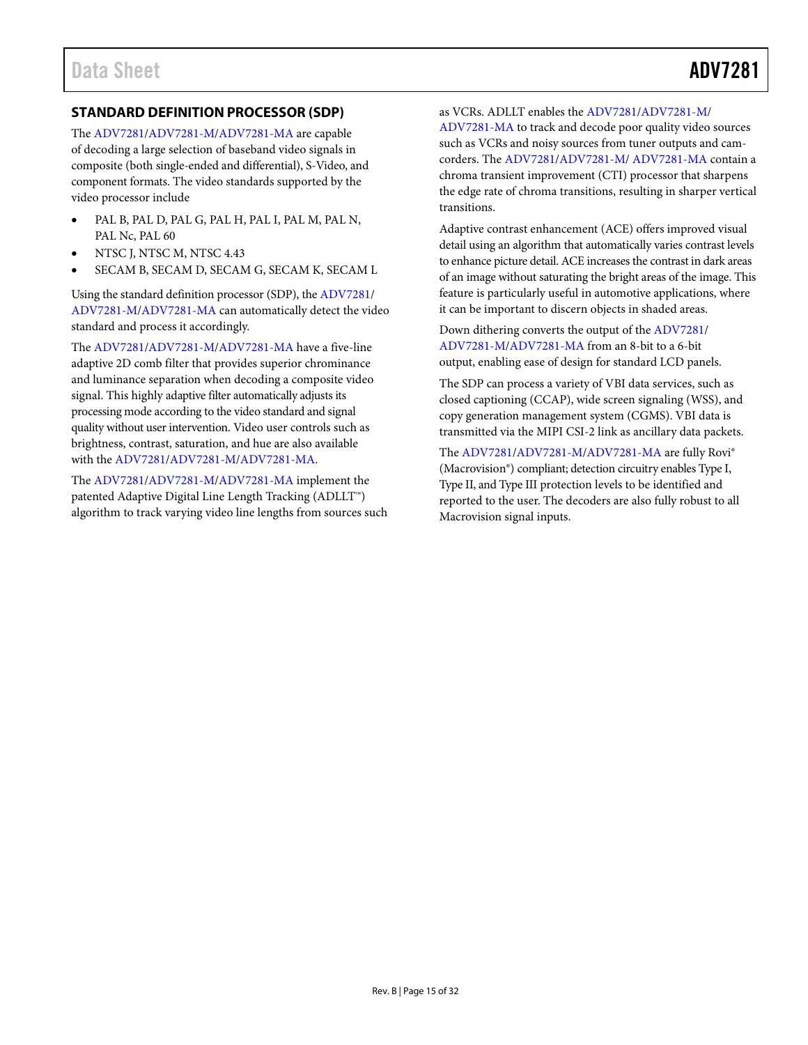## STANDARD DEFINITION PROCESSOR (SDP)

The ADV7281/ADV7281-M/ADV7281-MA are capable of decoding a large selection of baseband video signals in composite (both single-ended and differential), S-Video, and component formats. The video standards supported by the video processor include

- PAL B, PAL D, PAL G, PAL H, PAL I, PAL M, PAL N, PAL Nc, PAL 60
- NTSC J, NTSC M, NTSC 4.43
- SECAM B, SECAM D, SECAM G, SECAM K, SECAM L

Using the standard definition processor (SDP), the ADV7281/ADV7281-M/ADV7281-MA can automatically detect the video standard and process it accordingly.

The ADV7281/ADV7281-M/ADV7281-MA have a five-line adaptive 2D comb filter that provides superior chrominance and luminance separation when decoding a composite video signal. This highly adaptive filter automatically adjusts its processing mode according to the video standard and signal quality without user intervention. Video user controls such as brightness, contrast, saturation, and hue are also available with the ADV7281/ADV7281-M/ADV7281-MA.

The ADV7281/ADV7281-M/ADV7281-MA implement the patented Adaptive Digital Line Length Tracking (ADLLT™) algorithm to track varying video line lengths from sources such as VCRs. ADLLT enables the ADV7281/ADV7281-M/ADV7281-MA to track and decode poor quality video sources such as VCRs and noisy sources from tuner outputs and camcorders. The ADV7281/ADV7281-M/ ADV7281-MA contain a chroma transient improvement (CTI) processor that sharpens the edge rate of chroma transitions, resulting in sharper vertical transitions.

Adaptive contrast enhancement (ACE) offers improved visual detail using an algorithm that automatically varies contrast levels to enhance picture detail. ACE increases the contrast in dark areas of an image without saturating the bright areas of the image. This feature is particularly useful in automotive applications, where it can be important to discern objects in shaded areas.

Down dithering converts the output of the ADV7281/ADV7281-M/ADV7281-MA from an 8-bit to a 6-bit output, enabling ease of design for standard LCD panels.

The SDP can process a variety of VBI data services, such as closed captioning (CCAP), wide screen signaling (WSS), and copy generation management system (CGMS). VBI data is transmitted via the MIPI CSI-2 link as ancillary data packets.

The ADV7281/ADV7281-M/ADV7281-MA are fully Rovi® (Macrovision®) compliant; detection circuitry enables Type I, Type II, and Type III protection levels to be identified and reported to the user. The decoders are also fully robust to all Macrovision signal inputs.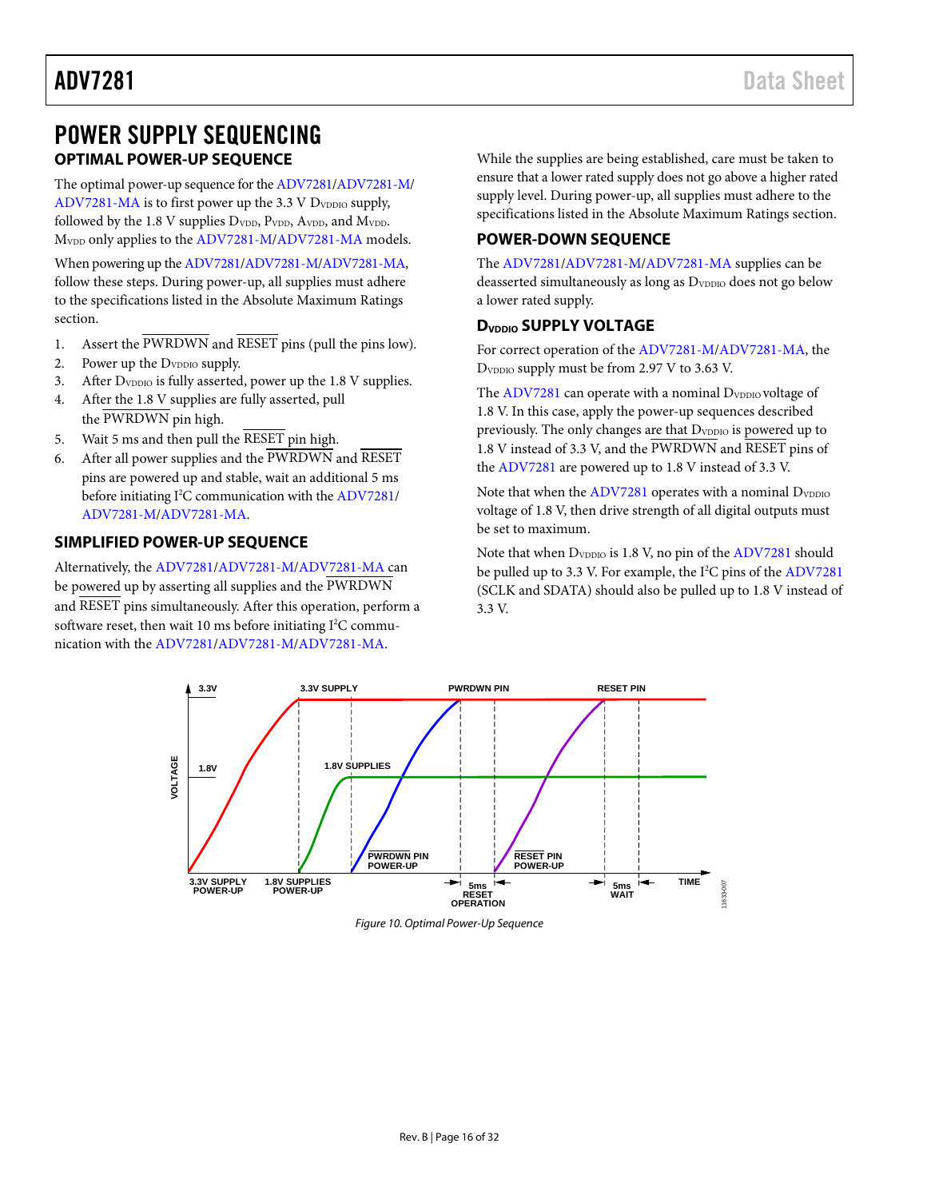# POWER SUPPLY SEQUENCING

## OPTIMAL POWER-UP SEQUENCE

The optimal power-up sequence for the ADV7281/ADV7281-M/ADV7281-MA is to first power up the 3.3 V $D_{VDDIO}$ supply, followed by the 1.8 V supplies $D_{VDD}$, $P_{VDD}$, $A_{VDD}$, and $M_{VDD}$. $M_{VDD}$ only applies to the ADV7281-M/ADV7281-MA models.

When powering up the ADV7281/ADV7281-M/ADV7281-MA, follow these steps. During power-up, all supplies must adhere to the specifications listed in the Absolute Maximum Ratings section.

1. Assert the PWRDWN and RESET pins (pull the pins low).
2. Power up the $D_{VDDIO}$ supply.
3. After $D_{VDDIO}$ is fully asserted, power up the 1.8 V supplies.
4. After the 1.8 V supplies are fully asserted, pull the PWRDWN pin high.
5. Wait 5 ms and then pull the RESET pin high.
6. After all power supplies and the PWRDWN and RESET pins are powered up and stable, wait an additional 5 ms before initiating I²C communication with the ADV7281/ADV7281-M/ADV7281-MA.

## SIMPLIFIED POWER-UP SEQUENCE

Alternatively, the ADV7281/ADV7281-M/ADV7281-MA can be powered up by asserting all supplies and the PWRDWN and RESET pins simultaneously. After this operation, perform a software reset, then wait 10 ms before initiating I²C communication with the ADV7281/ADV7281-M/ADV7281-MA.

While the supplies are being established, care must be taken to ensure that a lower rated supply does not go above a higher rated supply level. During power-up, all supplies must adhere to the specifications listed in the Absolute Maximum Ratings section.

## POWER-DOWN SEQUENCE

The ADV7281/ADV7281-M/ADV7281-MA supplies can be deasserted simultaneously as long as $D_{VDDIO}$ does not go below a lower rated supply.

## $D_{VDDIO}$ SUPPLY VOLTAGE

For correct operation of the ADV7281-M/ADV7281-MA, the $D_{VDDIO}$ supply must be from 2.97 V to 3.63 V.

The ADV7281 can operate with a nominal $D_{VDDIO}$ voltage of 1.8 V. In this case, apply the power-up sequences described previously. The only changes are that $D_{VDDIO}$ is powered up to 1.8 V instead of 3.3 V, and the PWRDWN and RESET pins of the ADV7281 are powered up to 1.8 V instead of 3.3 V.

Note that when the ADV7281 operates with a nominal $D_{VDDIO}$ voltage of 1.8 V, then drive strength of all digital outputs must be set to maximum.

Note that when $D_{VDDIO}$ is 1.8 V, no pin of the ADV7281 should be pulled up to 3.3 V. For example, the I²C pins of the ADV7281 (SCLK and SDATA) should also be pulled up to 1.8 V instead of 3.3 V.

*Figure 10. Optimal Power-Up Sequence*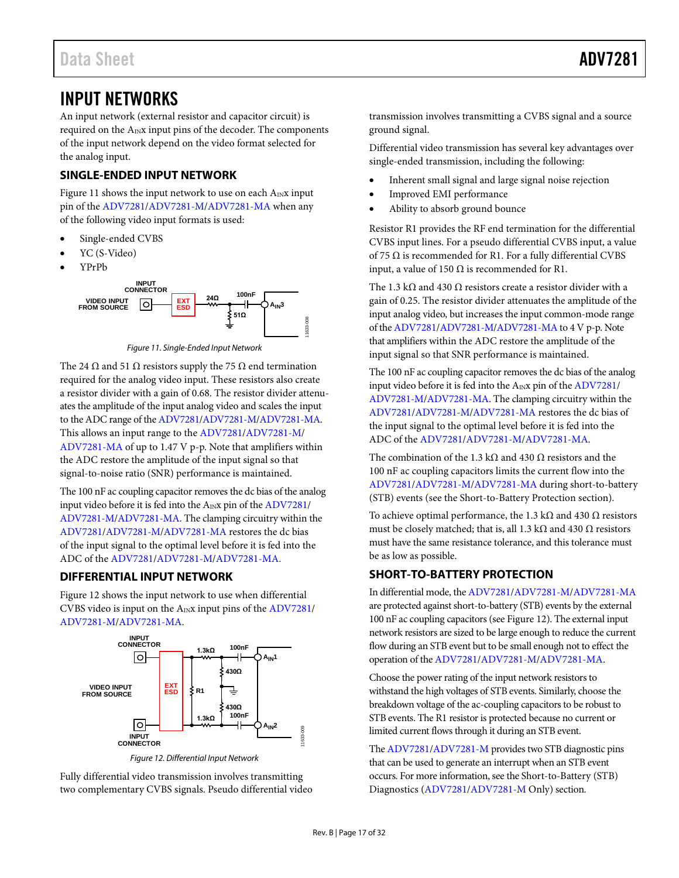# INPUT NETWORKS

An input network (external resistor and capacitor circuit) is required on the $A_{IN}x$ input pins of the decoder. The components of the input network depend on the video format selected for the analog input.

## SINGLE-ENDED INPUT NETWORK

Figure 11 shows the input network to use on each $A_{IN}x$ input pin of the ADV7281/ADV7281-M/ADV7281-MA when any of the following video input formats is used:

- Single-ended CVBS
- YC (S-Video)
- YPrPb

INPUT CONNECTOR
VIDEO INPUT FROM SOURCE
EXT ESD
24Ω
100nF
51Ω
$A_{IN}3$
11633-008

*Figure 11. Single-Ended Input Network*

The 24 Ω and 51 Ω resistors supply the 75 Ω end termination required for the analog video input. These resistors also create a resistor divider with a gain of 0.68. The resistor divider attenuates the amplitude of the input analog video and scales the input to the ADC range of the ADV7281/ADV7281-M/ADV7281-MA. This allows an input range to the ADV7281/ADV7281-M/ADV7281-MA of up to 1.47 V p-p. Note that amplifiers within the ADC restore the amplitude of the input signal so that signal-to-noise ratio (SNR) performance is maintained.

The 100 nF ac coupling capacitor removes the dc bias of the analog input video before it is fed into the $A_{IN}x$ pin of the ADV7281/ADV7281-M/ADV7281-MA. The clamping circuitry within the ADV7281/ADV7281-M/ADV7281-MA restores the dc bias of the input signal to the optimal level before it is fed into the ADC of the ADV7281/ADV7281-M/ADV7281-MA.

## DIFFERENTIAL INPUT NETWORK

Figure 12 shows the input network to use when differential CVBS video is input on the $A_{IN}x$ input pins of the ADV7281/ADV7281-M/ADV7281-MA.

INPUT CONNECTOR
VIDEO INPUT FROM SOURCE
EXT ESD
R1
1.3kΩ
100nF
$A_{IN}1$
430Ω
430Ω
1.3kΩ
100nF
$A_{IN}2$
INPUT CONNECTOR
11633-009

*Figure 12. Differential Input Network*

Fully differential video transmission involves transmitting two complementary CVBS signals. Pseudo differential video transmission involves transmitting a CVBS signal and a source ground signal.

Differential video transmission has several key advantages over single-ended transmission, including the following:

- Inherent small signal and large signal noise rejection
- Improved EMI performance
- Ability to absorb ground bounce

Resistor R1 provides the RF end termination for the differential CVBS input lines. For a pseudo differential CVBS input, a value of 75 Ω is recommended for R1. For a fully differential CVBS input, a value of 150 Ω is recommended for R1.

The 1.3 kΩ and 430 Ω resistors create a resistor divider with a gain of 0.25. The resistor divider attenuates the amplitude of the input analog video, but increases the input common-mode range of the ADV7281/ADV7281-M/ADV7281-MA to 4 V p-p. Note that amplifiers within the ADC restore the amplitude of the input signal so that SNR performance is maintained.

The 100 nF ac coupling capacitor removes the dc bias of the analog input video before it is fed into the $A_{IN}x$ pin of the ADV7281/ADV7281-M/ADV7281-MA. The clamping circuitry within the ADV7281/ADV7281-M/ADV7281-MA restores the dc bias of the input signal to the optimal level before it is fed into the ADC of the ADV7281/ADV7281-M/ADV7281-MA.

The combination of the 1.3 kΩ and 430 Ω resistors and the 100 nF ac coupling capacitors limits the current flow into the ADV7281/ADV7281-M/ADV7281-MA during short-to-battery (STB) events (see the Short-to-Battery Protection section).

To achieve optimal performance, the 1.3 kΩ and 430 Ω resistors must be closely matched; that is, all 1.3 kΩ and 430 Ω resistors must have the same resistance tolerance, and this tolerance must be as low as possible.

## SHORT-TO-BATTERY PROTECTION

In differential mode, the ADV7281/ADV7281-M/ADV7281-MA are protected against short-to-battery (STB) events by the external 100 nF ac coupling capacitors (see Figure 12). The external input network resistors are sized to be large enough to reduce the current flow during an STB event but to be small enough not to effect the operation of the ADV7281/ADV7281-M/ADV7281-MA.

Choose the power rating of the input network resistors to withstand the high voltages of STB events. Similarly, choose the breakdown voltage of the ac-coupling capacitors to be robust to STB events. The R1 resistor is protected because no current or limited current flows through it during an STB event.

The ADV7281/ADV7281-M provides two STB diagnostic pins that can be used to generate an interrupt when an STB event occurs. For more information, see the Short-to-Battery (STB) Diagnostics (ADV7281/ADV7281-M Only) section.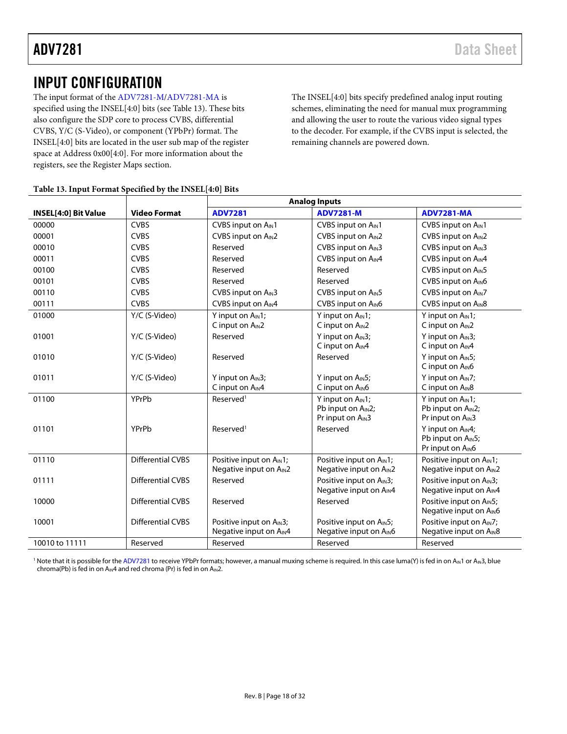# INPUT CONFIGURATION

The input format of the ADV7281-M/ADV7281-MA is specified using the INSEL[4:0] bits (see Table 13). These bits also configure the SDP core to process CVBS, differential CVBS, Y/C (S-Video), or component (YPbPr) format. The INSEL[4:0] bits are located in the user sub map of the register space at Address 0x00[4:0]. For more information about the registers, see the Register Maps section.

The INSEL[4:0] bits specify predefined analog input routing schemes, eliminating the need for manual mux programming and allowing the user to route the various video signal types to the decoder. For example, if the CVBS input is selected, the remaining channels are powered down.

**Table 13. Input Format Specified by the INSEL[4:0] Bits**

| | | Analog Inputs | | |
|---|---|---|---|---|
| **INSEL[4:0] Bit Value** | **Video Format** | **ADV7281** | **ADV7281-M** | **ADV7281-MA** |
| 00000 | CVBS | CVBS input on $A_{IN}1$ | CVBS input on $A_{IN}1$ | CVBS input on $A_{IN}1$ |
| 00001 | CVBS | CVBS input on $A_{IN}2$ | CVBS input on $A_{IN}2$ | CVBS input on $A_{IN}2$ |
| 00010 | CVBS | Reserved | CVBS input on $A_{IN}3$ | CVBS input on $A_{IN}3$ |
| 00011 | CVBS | Reserved | CVBS input on $A_{IN}4$ | CVBS input on $A_{IN}4$ |
| 00100 | CVBS | Reserved | Reserved | CVBS input on $A_{IN}5$ |
| 00101 | CVBS | Reserved | Reserved | CVBS input on $A_{IN}6$ |
| 00110 | CVBS | CVBS input on $A_{IN}3$ | CVBS input on $A_{IN}5$ | CVBS input on $A_{IN}7$ |
| 00111 | CVBS | CVBS input on $A_{IN}4$ | CVBS input on $A_{IN}6$ | CVBS input on $A_{IN}8$ |
| 01000 | Y/C (S-Video) | Y input on $A_{IN}1$; C input on $A_{IN}2$ | Y input on $A_{IN}1$; C input on $A_{IN}2$ | Y input on $A_{IN}1$; C input on $A_{IN}2$ |
| 01001 | Y/C (S-Video) | Reserved | Y input on $A_{IN}3$; C input on $A_{IN}4$ | Y input on $A_{IN}3$; C input on $A_{IN}4$ |
| 01010 | Y/C (S-Video) | Reserved | Reserved | Y input on $A_{IN}5$; C input on $A_{IN}6$ |
| 01011 | Y/C (S-Video) | Y input on $A_{IN}3$; C input on $A_{IN}4$ | Y input on $A_{IN}5$; C input on $A_{IN}6$ | Y input on $A_{IN}7$; C input on $A_{IN}8$ |
| 01100 | YPrPb | Reserved[1] | Y input on $A_{IN}1$; Pb input on $A_{IN}2$; Pr input on $A_{IN}3$ | Y input on $A_{IN}1$; Pb input on $A_{IN}2$; Pr input on $A_{IN}3$ |
| 01101 | YPrPb | Reserved[1] | Reserved | Y input on $A_{IN}4$; Pb input on $A_{IN}5$; Pr input on $A_{IN}6$ |
| 01110 | Differential CVBS | Positive input on $A_{IN}1$; Negative input on $A_{IN}2$ | Positive input on $A_{IN}1$; Negative input on $A_{IN}2$ | Positive input on $A_{IN}1$; Negative input on $A_{IN}2$ |
| 01111 | Differential CVBS | Reserved | Positive input on $A_{IN}3$; Negative input on $A_{IN}4$ | Positive input on $A_{IN}3$; Negative input on $A_{IN}4$ |
| 10000 | Differential CVBS | Reserved | Reserved | Positive input on $A_{IN}5$; Negative input on $A_{IN}6$ |
| 10001 | Differential CVBS | Positive input on $A_{IN}3$; Negative input on $A_{IN}4$ | Positive input on $A_{IN}5$; Negative input on $A_{IN}6$ | Positive input on $A_{IN}7$; Negative input on $A_{IN}8$ |
| 10010 to 11111 | Reserved | Reserved | Reserved | Reserved |

[1] Note that it is possible for the ADV7281 to receive YPbPr formats; however, a manual muxing scheme is required. In this case luma(Y) is fed in on $A_{IN}1$ or $A_{IN}3$, blue chroma(Pb) is fed in on $A_{IN}4$ and red chroma (Pr) is fed in on $A_{IN}2$.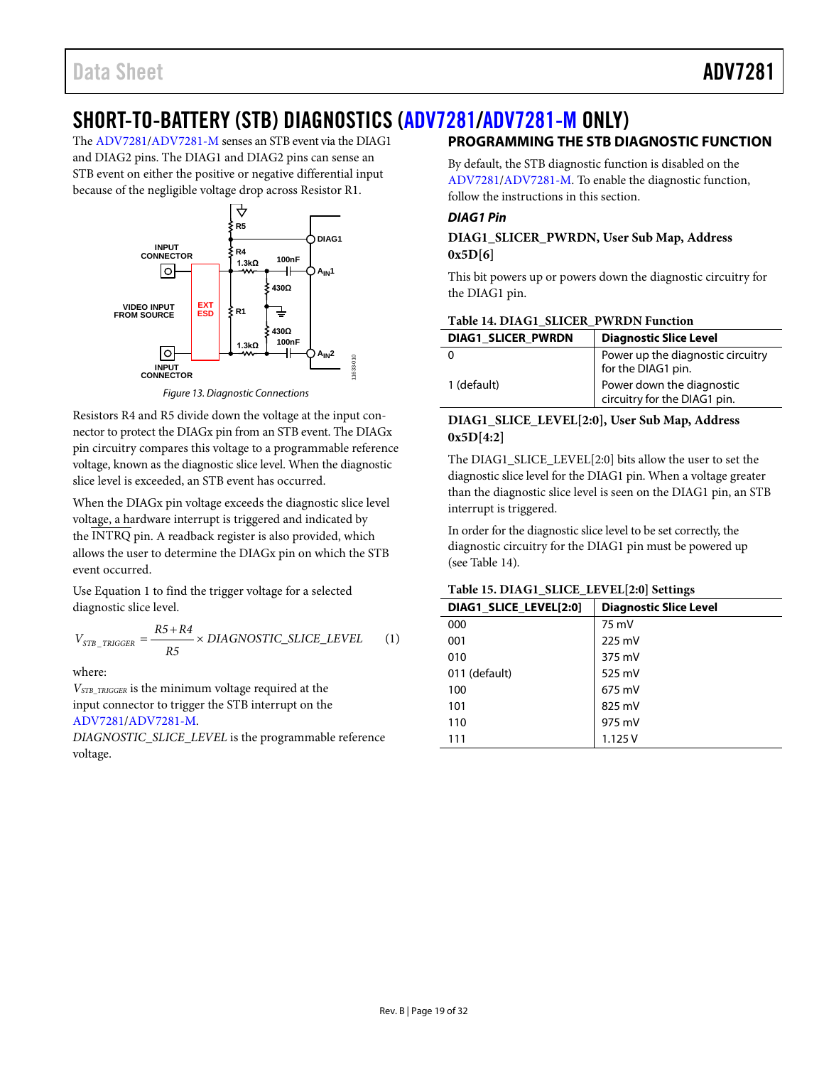# SHORT-TO-BATTERY (STB) DIAGNOSTICS (ADV7281/ADV7281-M ONLY)

The ADV7281/ADV7281-M senses an STB event via the DIAG1 and DIAG2 pins. The DIAG1 and DIAG2 pins can sense an STB event on either the positive or negative differential input because of the negligible voltage drop across Resistor R1.

R5
R4
1.3kΩ
100nF
DIAG1
$A_{IN}1$
INPUT CONNECTOR
430Ω
VIDEO INPUT FROM SOURCE
EXT ESD
R1
430Ω
1.3kΩ
100nF
$A_{IN}2$
INPUT CONNECTOR
11633-010

*Figure 13. Diagnostic Connections*

Resistors R4 and R5 divide down the voltage at the input connector to protect the DIAGx pin from an STB event. The DIAGx pin circuitry compares this voltage to a programmable reference voltage, known as the diagnostic slice level. When the diagnostic slice level is exceeded, an STB event has occurred.

When the DIAGx pin voltage exceeds the diagnostic slice level voltage, a hardware interrupt is triggered and indicated by the $\overline{\text{INTRQ}}$ pin. A readback register is also provided, which allows the user to determine the DIAGx pin on which the STB event occurred.

Use Equation 1 to find the trigger voltage for a selected diagnostic slice level.

$$V_{STB\_TRIGGER} = \frac{R5 + R4}{R5} \times DIAGNOSTIC\_SLICE\_LEVEL \quad (1)$$

where:
$V_{STB\_TRIGGER}$ is the minimum voltage required at the input connector to trigger the STB interrupt on the ADV7281/ADV7281-M.
*DIAGNOSTIC_SLICE_LEVEL* is the programmable reference voltage.

## PROGRAMMING THE STB DIAGNOSTIC FUNCTION

By default, the STB diagnostic function is disabled on the ADV7281/ADV7281-M. To enable the diagnostic function, follow the instructions in this section.

### *DIAG1 Pin*

**DIAG1_SLICER_PWRDN, User Sub Map, Address 0x5D[6]**

This bit powers up or powers down the diagnostic circuitry for the DIAG1 pin.

**Table 14. DIAG1_SLICER_PWRDN Function**

| DIAG1_SLICER_PWRDN | Diagnostic Slice Level |
|---|---|
| 0 | Power up the diagnostic circuitry for the DIAG1 pin. |
| 1 (default) | Power down the diagnostic circuitry for the DIAG1 pin. |

**DIAG1_SLICE_LEVEL[2:0], User Sub Map, Address 0x5D[4:2]**

The DIAG1_SLICE_LEVEL[2:0] bits allow the user to set the diagnostic slice level for the DIAG1 pin. When a voltage greater than the diagnostic slice level is seen on the DIAG1 pin, an STB interrupt is triggered.

In order for the diagnostic slice level to be set correctly, the diagnostic circuitry for the DIAG1 pin must be powered up (see Table 14).

**Table 15. DIAG1_SLICE_LEVEL[2:0] Settings**

| DIAG1_SLICE_LEVEL[2:0] | Diagnostic Slice Level |
|---|---|
| 000 | 75 mV |
| 001 | 225 mV |
| 010 | 375 mV |
| 011 (default) | 525 mV |
| 100 | 675 mV |
| 101 | 825 mV |
| 110 | 975 mV |
| 111 | 1.125 V |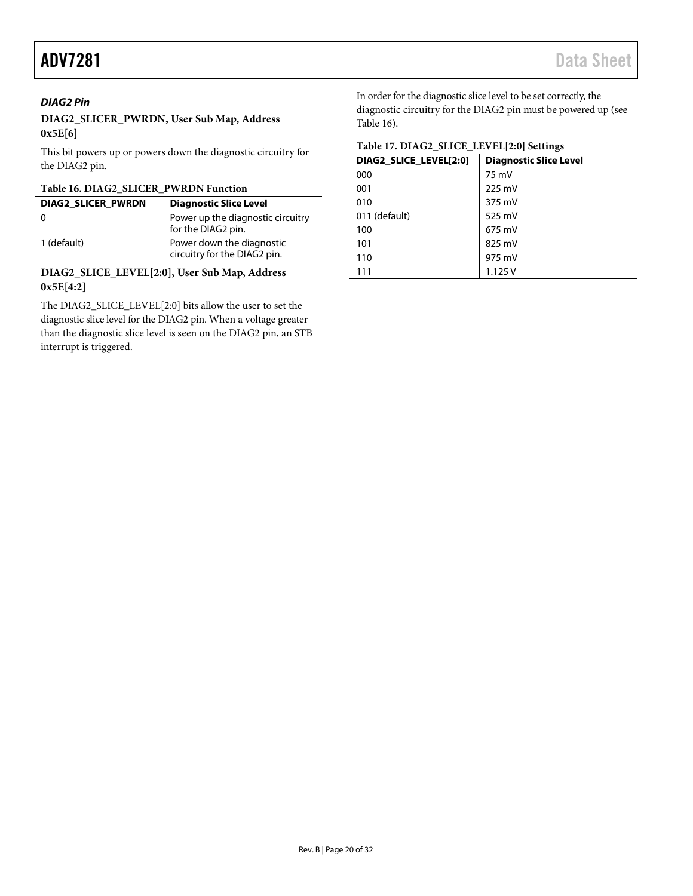### *DIAG2 Pin*

#### DIAG2_SLICER_PWRDN, User Sub Map, Address 0x5E[6]

This bit powers up or powers down the diagnostic circuitry for the DIAG2 pin.

**Table 16. DIAG2_SLICER_PWRDN Function**

| DIAG2_SLICER_PWRDN | Diagnostic Slice Level |
|---|---|
| 0 | Power up the diagnostic circuitry for the DIAG2 pin. |
| 1 (default) | Power down the diagnostic circuitry for the DIAG2 pin. |

#### DIAG2_SLICE_LEVEL[2:0], User Sub Map, Address 0x5E[4:2]

The DIAG2_SLICE_LEVEL[2:0] bits allow the user to set the diagnostic slice level for the DIAG2 pin. When a voltage greater than the diagnostic slice level is seen on the DIAG2 pin, an STB interrupt is triggered.

In order for the diagnostic slice level to be set correctly, the diagnostic circuitry for the DIAG2 pin must be powered up (see Table 16).

**Table 17. DIAG2_SLICE_LEVEL[2:0] Settings**

| DIAG2_SLICE_LEVEL[2:0] | Diagnostic Slice Level |
|---|---|
| 000 | 75 mV |
| 001 | 225 mV |
| 010 | 375 mV |
| 011 (default) | 525 mV |
| 100 | 675 mV |
| 101 | 825 mV |
| 110 | 975 mV |
| 111 | 1.125 V |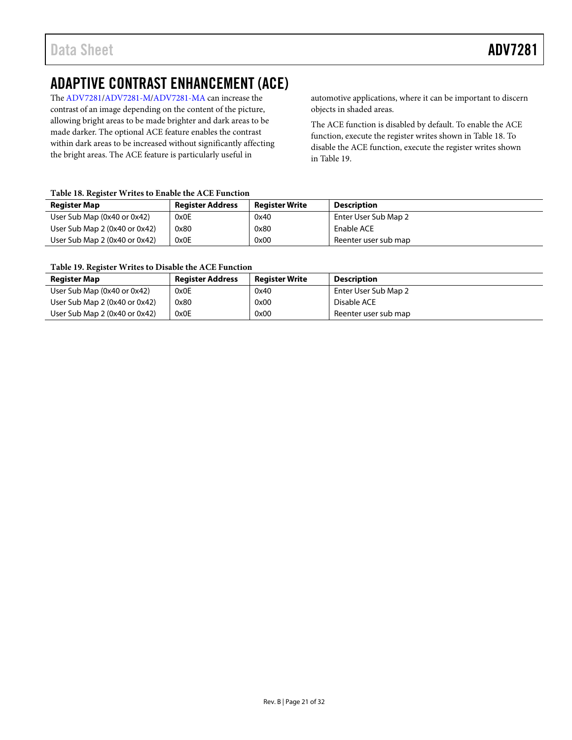# ADAPTIVE CONTRAST ENHANCEMENT (ACE)

The ADV7281/ADV7281-M/ADV7281-MA can increase the contrast of an image depending on the content of the picture, allowing bright areas to be made brighter and dark areas to be made darker. The optional ACE feature enables the contrast within dark areas to be increased without significantly affecting the bright areas. The ACE feature is particularly useful in automotive applications, where it can be important to discern objects in shaded areas.

The ACE function is disabled by default. To enable the ACE function, execute the register writes shown in Table 18. To disable the ACE function, execute the register writes shown in Table 19.

**Table 18. Register Writes to Enable the ACE Function**

| Register Map | Register Address | Register Write | Description |
|---|---|---|---|
| User Sub Map (0x40 or 0x42) | 0x0E | 0x40 | Enter User Sub Map 2 |
| User Sub Map 2 (0x40 or 0x42) | 0x80 | 0x80 | Enable ACE |
| User Sub Map 2 (0x40 or 0x42) | 0x0E | 0x00 | Reenter user sub map |

**Table 19. Register Writes to Disable the ACE Function**

| Register Map | Register Address | Register Write | Description |
|---|---|---|---|
| User Sub Map (0x40 or 0x42) | 0x0E | 0x40 | Enter User Sub Map 2 |
| User Sub Map 2 (0x40 or 0x42) | 0x80 | 0x00 | Disable ACE |
| User Sub Map 2 (0x40 or 0x42) | 0x0E | 0x00 | Reenter user sub map |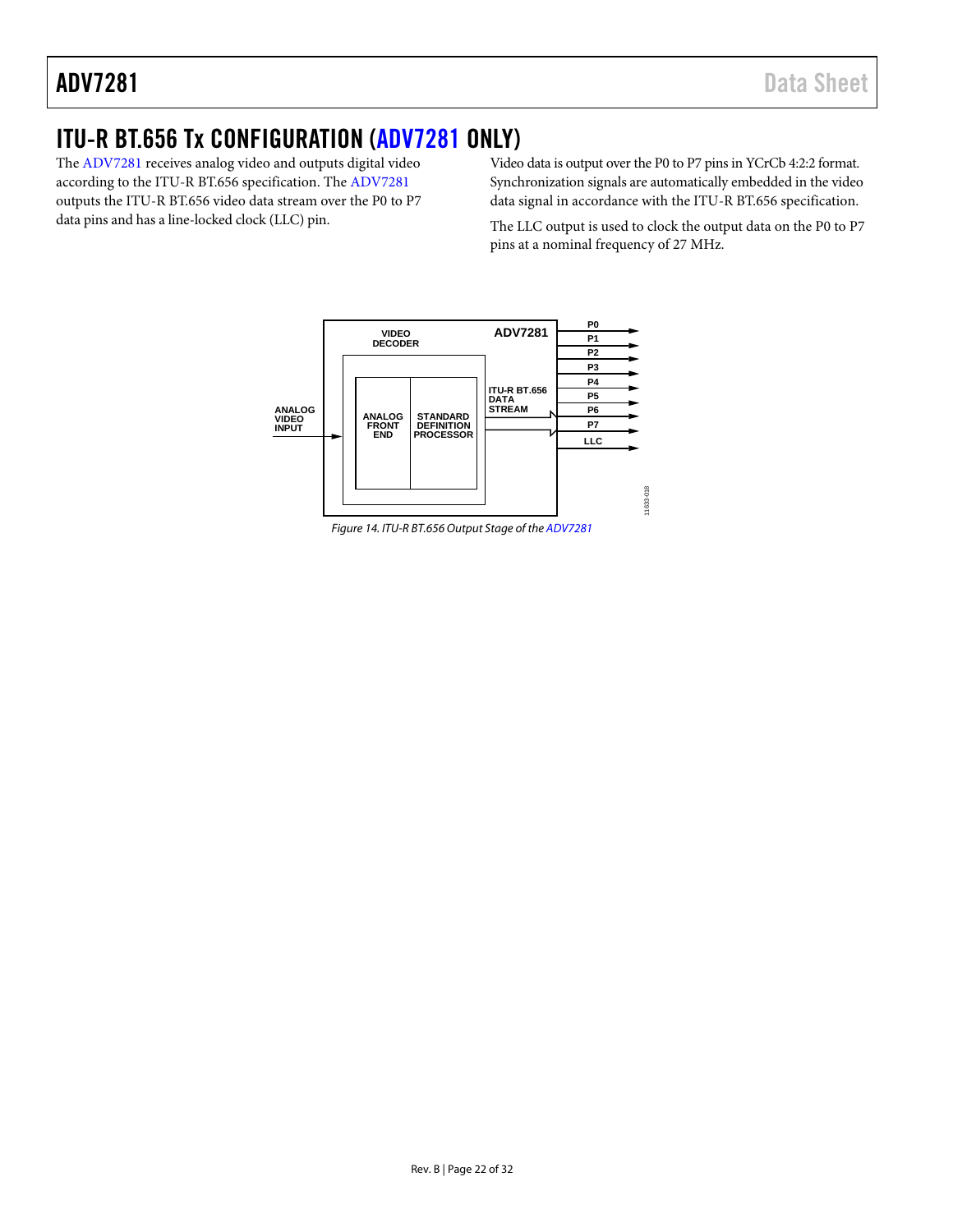# ITU-R BT.656 Tx CONFIGURATION (ADV7281 ONLY)

The ADV7281 receives analog video and outputs digital video according to the ITU-R BT.656 specification. The ADV7281 outputs the ITU-R BT.656 video data stream over the P0 to P7 data pins and has a line-locked clock (LLC) pin.

Video data is output over the P0 to P7 pins in YCrCb 4:2:2 format. Synchronization signals are automatically embedded in the video data signal in accordance with the ITU-R BT.656 specification.

The LLC output is used to clock the output data on the P0 to P7 pins at a nominal frequency of 27 MHz.

VIDEO DECODER
ADV7281
ANALOG VIDEO INPUT
ANALOG FRONT END
STANDARD DEFINITION PROCESSOR
ITU-R BT.656 DATA STREAM
P0
P1
P2
P3
P4
P5
P6
P7
LLC
11633-018

*Figure 14. ITU-R BT.656 Output Stage of the ADV7281*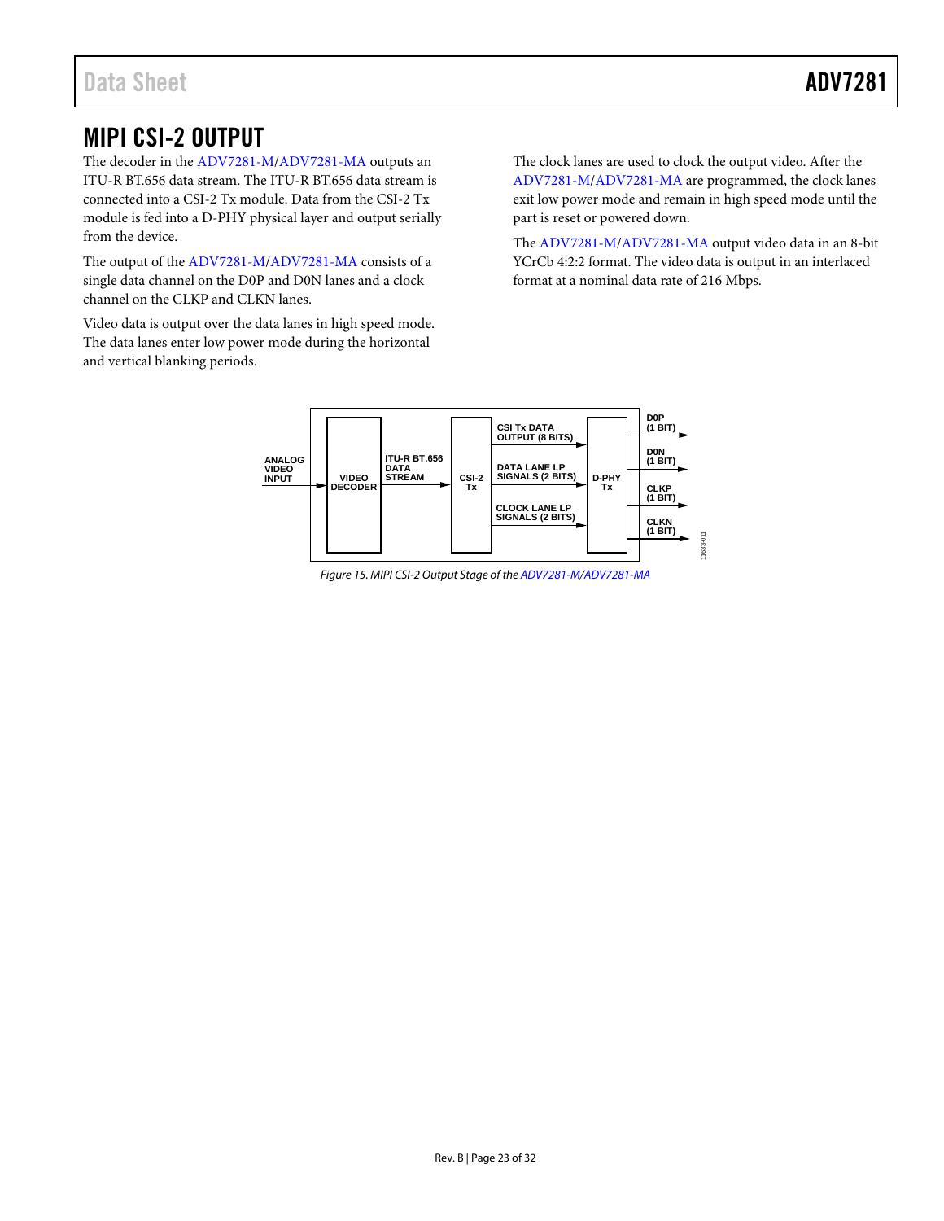# MIPI CSI-2 OUTPUT

The decoder in the ADV7281-M/ADV7281-MA outputs an ITU-R BT.656 data stream. The ITU-R BT.656 data stream is connected into a CSI-2 Tx module. Data from the CSI-2 Tx module is fed into a D-PHY physical layer and output serially from the device.

The output of the ADV7281-M/ADV7281-MA consists of a single data channel on the D0P and D0N lanes and a clock channel on the CLKP and CLKN lanes.

Video data is output over the data lanes in high speed mode. The data lanes enter low power mode during the horizontal and vertical blanking periods.

The clock lanes are used to clock the output video. After the ADV7281-M/ADV7281-MA are programmed, the clock lanes exit low power mode and remain in high speed mode until the part is reset or powered down.

The ADV7281-M/ADV7281-MA output video data in an 8-bit YCrCb 4:2:2 format. The video data is output in an interlaced format at a nominal data rate of 216 Mbps.

ANALOG VIDEO INPUT
VIDEO DECODER
ITU-R BT.656 DATA STREAM
CSI-2 Tx
CSI Tx DATA OUTPUT (8 BITS)
DATA LANE LP SIGNALS (2 BITS)
CLOCK LANE LP SIGNALS (2 BITS)
D-PHY Tx
D0P (1 BIT)
D0N (1 BIT)
CLKP (1 BIT)
CLKN (1 BIT)
11633-011

Figure 15. MIPI CSI-2 Output Stage of the ADV7281-M/ADV7281-MA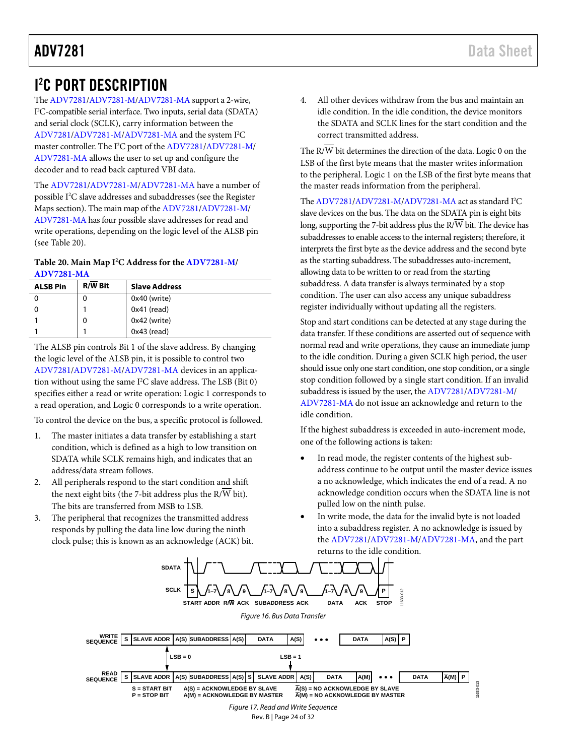# I²C PORT DESCRIPTION

The ADV7281/ADV7281-M/ADV7281-MA support a 2-wire, I²C-compatible serial interface. Two inputs, serial data (SDATA) and serial clock (SCLK), carry information between the ADV7281/ADV7281-M/ADV7281-MA and the system I²C master controller. The I²C port of the ADV7281/ADV7281-M/ADV7281-MA allows the user to set up and configure the decoder and to read back captured VBI data.

The ADV7281/ADV7281-M/ADV7281-MA have a number of possible I²C slave addresses and subaddresses (see the Register Maps section). The main map of the ADV7281/ADV7281-M/ADV7281-MA has four possible slave addresses for read and write operations, depending on the logic level of the ALSB pin (see Table 20).

**Table 20. Main Map I²C Address for the ADV7281-M/ADV7281-MA**

| ALSB Pin | R/W̄ Bit | Slave Address |
|---|---|---|
| 0 | 0 | 0x40 (write) |
| 0 | 1 | 0x41 (read) |
| 1 | 0 | 0x42 (write) |
| 1 | 1 | 0x43 (read) |

The ALSB pin controls Bit 1 of the slave address. By changing the logic level of the ALSB pin, it is possible to control two ADV7281/ADV7281-M/ADV7281-MA devices in an application without using the same I²C slave address. The LSB (Bit 0) specifies either a read or write operation: Logic 1 corresponds to a read operation, and Logic 0 corresponds to a write operation.

To control the device on the bus, a specific protocol is followed.

1. The master initiates a data transfer by establishing a start condition, which is defined as a high to low transition on SDATA while SCLK remains high, and indicates that an address/data stream follows.
2. All peripherals respond to the start condition and shift the next eight bits (the 7-bit address plus the R/W̄ bit). The bits are transferred from MSB to LSB.
3. The peripheral that recognizes the transmitted address responds by pulling the data line low during the ninth clock pulse; this is known as an acknowledge (ACK) bit.
4. All other devices withdraw from the bus and maintain an idle condition. In the idle condition, the device monitors the SDATA and SCLK lines for the start condition and the correct transmitted address.

The R/W̄ bit determines the direction of the data. Logic 0 on the LSB of the first byte means that the master writes information to the peripheral. Logic 1 on the LSB of the first byte means that the master reads information from the peripheral.

The ADV7281/ADV7281-M/ADV7281-MA act as standard I²C slave devices on the bus. The data on the SDATA pin is eight bits long, supporting the 7-bit address plus the R/W̄ bit. The device has subaddresses to enable access to the internal registers; therefore, it interprets the first byte as the device address and the second byte as the starting subaddress. The subaddresses auto-increment, allowing data to be written to or read from the starting subaddress. A data transfer is always terminated by a stop condition. The user can also access any unique subaddress register individually without updating all the registers.

Stop and start conditions can be detected at any stage during the data transfer. If these conditions are asserted out of sequence with normal read and write operations, they cause an immediate jump to the idle condition. During a given SCLK high period, the user should issue only one start condition, one stop condition, or a single stop condition followed by a single start condition. If an invalid subaddress is issued by the user, the ADV7281/ADV7281-M/ADV7281-MA do not issue an acknowledge and return to the idle condition.

If the highest subaddress is exceeded in auto-increment mode, one of the following actions is taken:

- In read mode, the register contents of the highest subaddress continue to be output until the master device issues a no acknowledge, which indicates the end of a read. A no acknowledge condition occurs when the SDATA line is not pulled low on the ninth pulse.
- In write mode, the data for the invalid byte is not loaded into a subaddress register. A no acknowledge is issued by the ADV7281/ADV7281-M/ADV7281-MA, and the part returns to the idle condition.

SDATA
SCLK
S 1–7 8 9 1–7 8 9 1–7 8 9 P
START ADDR R/W̄ ACK SUBADDRESS ACK DATA ACK STOP
11633-012

*Figure 16. Bus Data Transfer*

WRITE SEQUENCE: S | SLAVE ADDR | A(S) | SUBADDRESS | A(S) | DATA | A(S) | • • • | DATA | A(S) | P
LSB = 0
LSB = 1
READ SEQUENCE: S | SLAVE ADDR | A(S) | SUBADDRESS | A(S) | S | SLAVE ADDR | A(S) | DATA | A(M) | • • • | DATA | Ā(M) | P
S = START BIT
P = STOP BIT
A(S) = ACKNOWLEDGE BY SLAVE
A(M) = ACKNOWLEDGE BY MASTER
Ā(S) = NO ACKNOWLEDGE BY SLAVE
Ā(M) = NO ACKNOWLEDGE BY MASTER
11633-013

*Figure 17. Read and Write Sequence*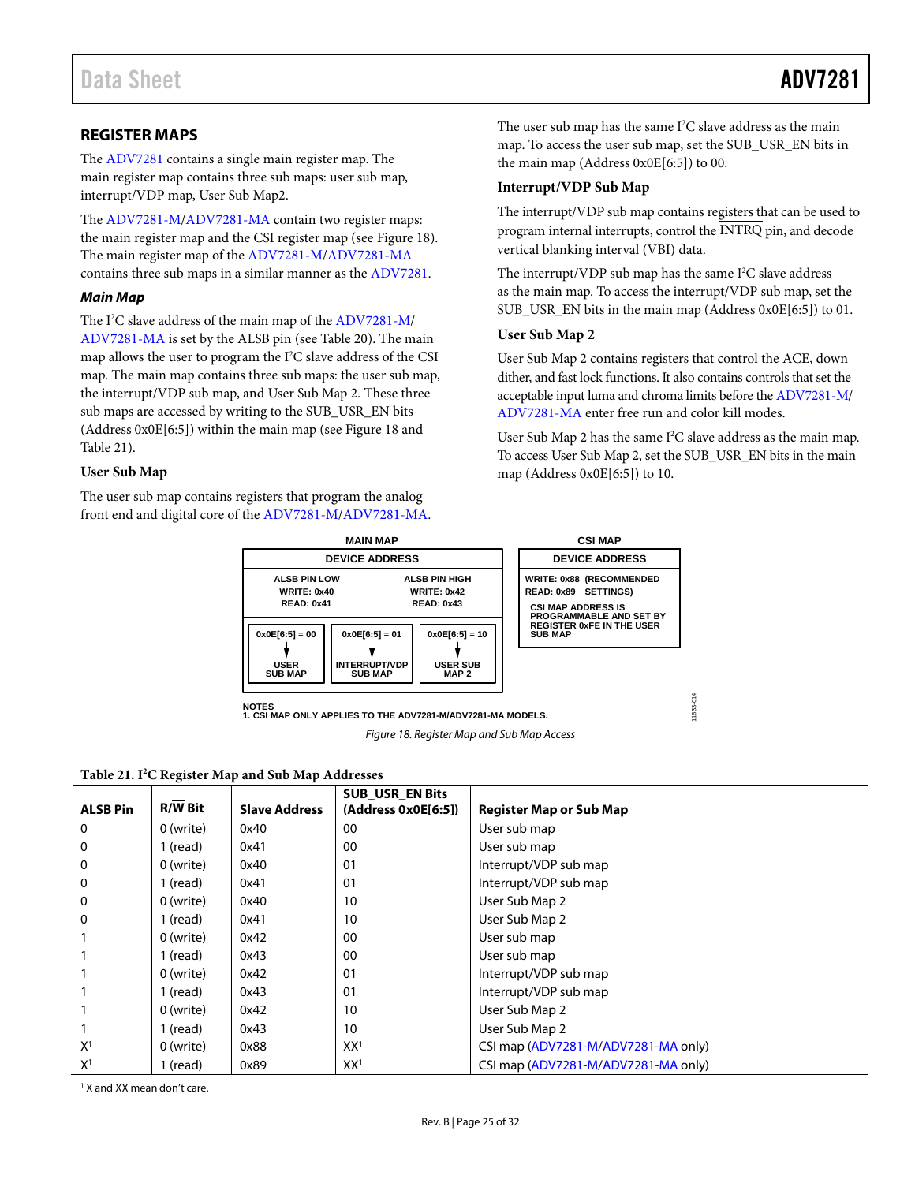## REGISTER MAPS

The ADV7281 contains a single main register map. The main register map contains three sub maps: user sub map, interrupt/VDP map, User Sub Map2.

The ADV7281-M/ADV7281-MA contain two register maps: the main register map and the CSI register map (see Figure 18). The main register map of the ADV7281-M/ADV7281-MA contains three sub maps in a similar manner as the ADV7281.

### *Main Map*

The I²C slave address of the main map of the ADV7281-M/ ADV7281-MA is set by the ALSB pin (see Table 20). The main map allows the user to program the I²C slave address of the CSI map. The main map contains three sub maps: the user sub map, the interrupt/VDP sub map, and User Sub Map 2. These three sub maps are accessed by writing to the SUB_USR_EN bits (Address 0x0E[6:5]) within the main map (see Figure 18 and Table 21).

#### User Sub Map

The user sub map contains registers that program the analog front end and digital core of the ADV7281-M/ADV7281-MA.

The user sub map has the same I²C slave address as the main map. To access the user sub map, set the SUB_USR_EN bits in the main map (Address 0x0E[6:5]) to 00.

#### Interrupt/VDP Sub Map

The interrupt/VDP sub map contains registers that can be used to program internal interrupts, control the $\overline{\text{INTRQ}}$ pin, and decode vertical blanking interval (VBI) data.

The interrupt/VDP sub map has the same I²C slave address as the main map. To access the interrupt/VDP sub map, set the SUB_USR_EN bits in the main map (Address 0x0E[6:5]) to 01.

#### User Sub Map 2

User Sub Map 2 contains registers that control the ACE, down dither, and fast lock functions. It also contains controls that set the acceptable input luma and chroma limits before the ADV7281-M/ ADV7281-MA enter free run and color kill modes.

User Sub Map 2 has the same I²C slave address as the main map. To access User Sub Map 2, set the SUB_USR_EN bits in the main map (Address 0x0E[6:5]) to 10.

MAIN MAP
DEVICE ADDRESS
ALSB PIN LOW
WRITE: 0x40
READ: 0x41
ALSB PIN HIGH
WRITE: 0x42
READ: 0x43
0x0E[6:5] = 00 → USER SUB MAP
0x0E[6:5] = 01 → INTERRUPT/VDP SUB MAP
0x0E[6:5] = 10 → USER SUB MAP 2

CSI MAP
DEVICE ADDRESS
WRITE: 0x88 (RECOMMENDED
READ: 0x89 SETTINGS)
CSI MAP ADDRESS IS PROGRAMMABLE AND SET BY REGISTER 0xFE IN THE USER SUB MAP

NOTES
1. CSI MAP ONLY APPLIES TO THE ADV7281-M/ADV7281-MA MODELS.

11633-014

*Figure 18. Register Map and Sub Map Access*

**Table 21. I²C Register Map and Sub Map Addresses**

| ALSB Pin | R/$\overline{\text{W}}$ Bit | Slave Address | SUB_USR_EN Bits (Address 0x0E[6:5]) | Register Map or Sub Map |
|---|---|---|---|---|
| 0 | 0 (write) | 0x40 | 00 | User sub map |
| 0 | 1 (read) | 0x41 | 00 | User sub map |
| 0 | 0 (write) | 0x40 | 01 | Interrupt/VDP sub map |
| 0 | 1 (read) | 0x41 | 01 | Interrupt/VDP sub map |
| 0 | 0 (write) | 0x40 | 10 | User Sub Map 2 |
| 0 | 1 (read) | 0x41 | 10 | User Sub Map 2 |
| 1 | 0 (write) | 0x42 | 00 | User sub map |
| 1 | 1 (read) | 0x43 | 00 | User sub map |
| 1 | 0 (write) | 0x42 | 01 | Interrupt/VDP sub map |
| 1 | 1 (read) | 0x43 | 01 | Interrupt/VDP sub map |
| 1 | 0 (write) | 0x42 | 10 | User Sub Map 2 |
| 1 | 1 (read) | 0x43 | 10 | User Sub Map 2 |
| X[1] | 0 (write) | 0x88 | XX[1] | CSI map (ADV7281-M/ADV7281-MA only) |
| X[1] | 1 (read) | 0x89 | XX[1] | CSI map (ADV7281-M/ADV7281-MA only) |

[1] X and XX mean don't care.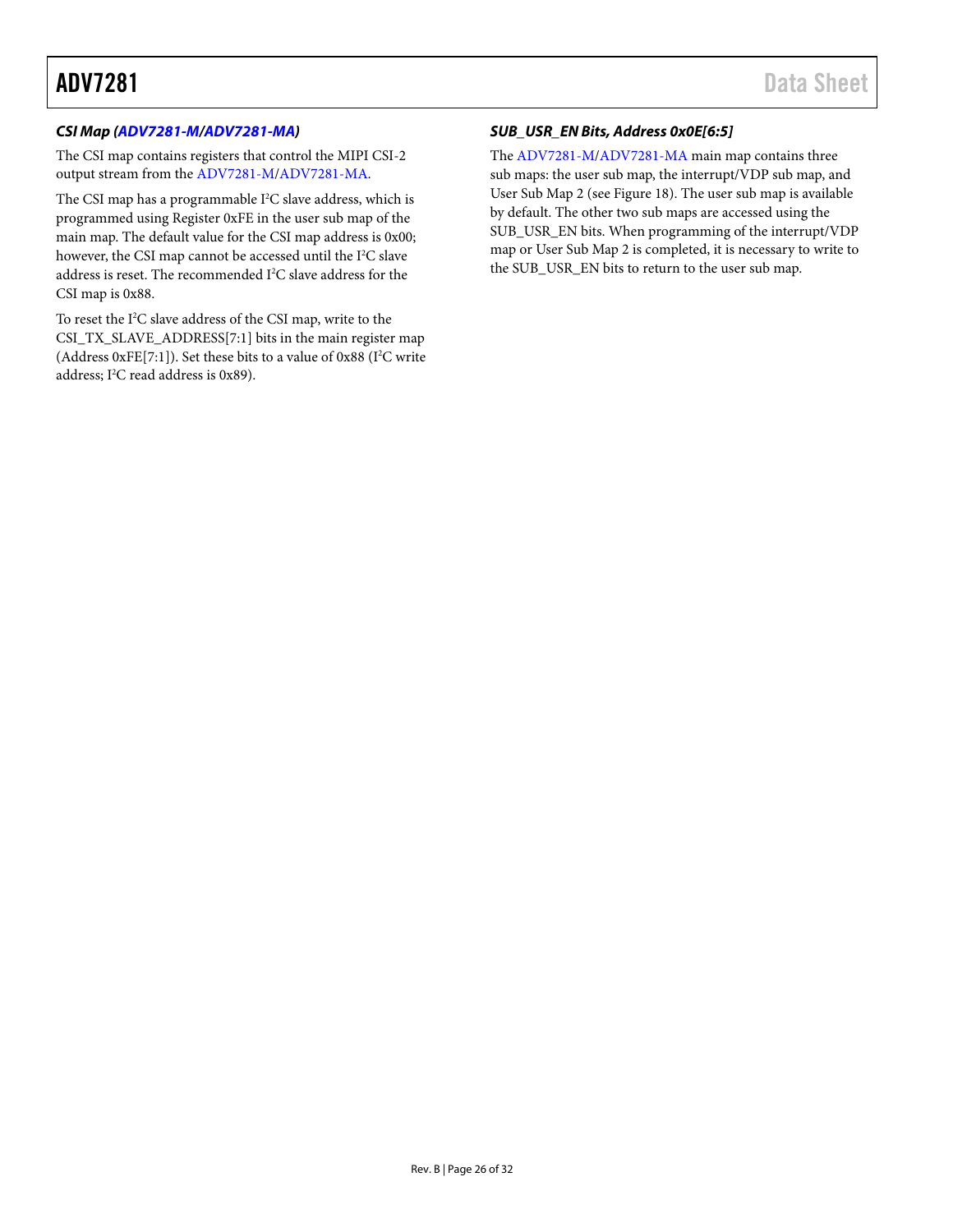### *CSI Map (ADV7281-M/ADV7281-MA)*

The CSI map contains registers that control the MIPI CSI-2 output stream from the ADV7281-M/ADV7281-MA.

The CSI map has a programmable I$^2$C slave address, which is programmed using Register 0xFE in the user sub map of the main map. The default value for the CSI map address is 0x00; however, the CSI map cannot be accessed until the I$^2$C slave address is reset. The recommended I$^2$C slave address for the CSI map is 0x88.

To reset the I$^2$C slave address of the CSI map, write to the CSI_TX_SLAVE_ADDRESS[7:1] bits in the main register map (Address 0xFE[7:1]). Set these bits to a value of 0x88 (I$^2$C write address; I$^2$C read address is 0x89).

### *SUB_USR_EN Bits, Address 0x0E[6:5]*

The ADV7281-M/ADV7281-MA main map contains three sub maps: the user sub map, the interrupt/VDP sub map, and User Sub Map 2 (see Figure 18). The user sub map is available by default. The other two sub maps are accessed using the SUB_USR_EN bits. When programming of the interrupt/VDP map or User Sub Map 2 is completed, it is necessary to write to the SUB_USR_EN bits to return to the user sub map.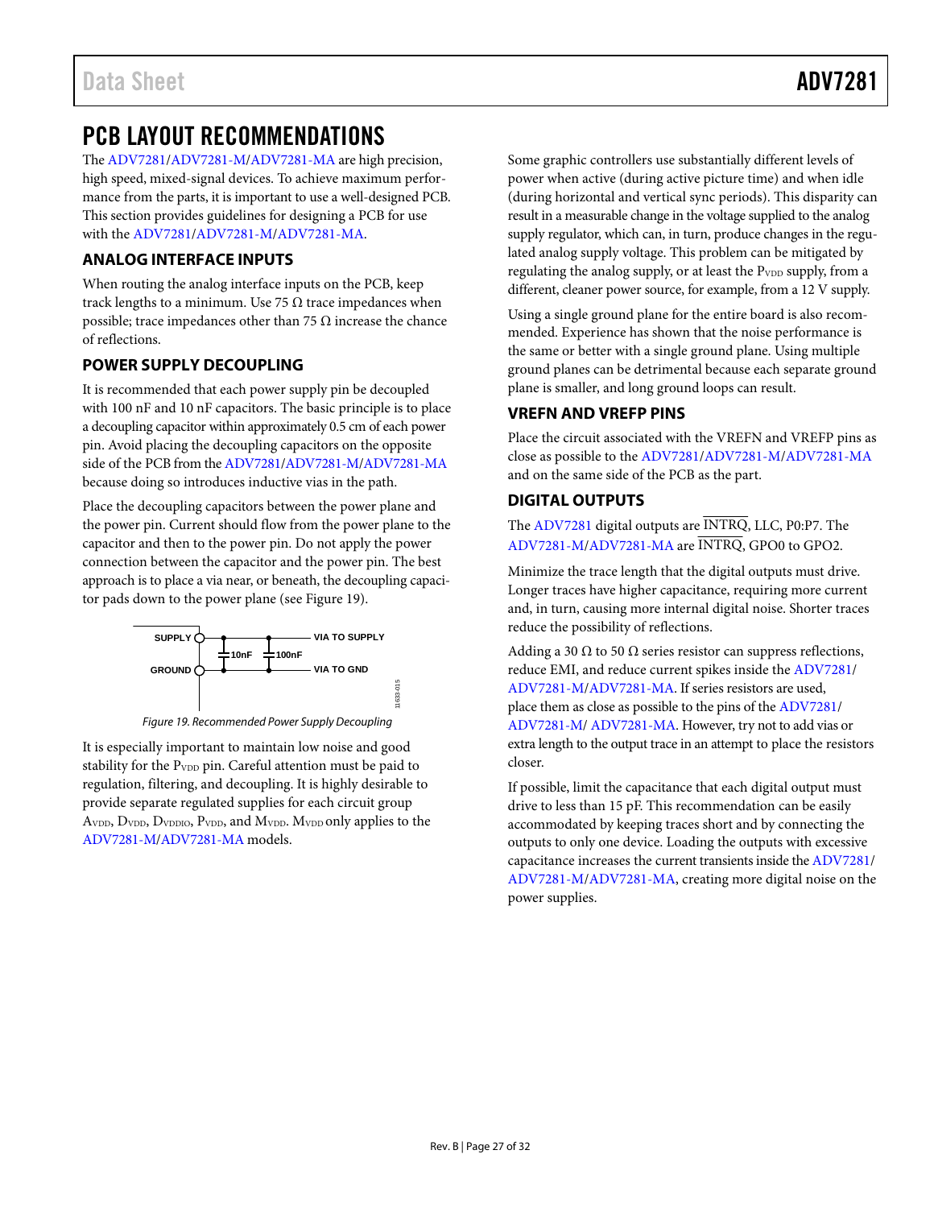# PCB LAYOUT RECOMMENDATIONS

The ADV7281/ADV7281-M/ADV7281-MA are high precision, high speed, mixed-signal devices. To achieve maximum performance from the parts, it is important to use a well-designed PCB. This section provides guidelines for designing a PCB for use with the ADV7281/ADV7281-M/ADV7281-MA.

## ANALOG INTERFACE INPUTS

When routing the analog interface inputs on the PCB, keep track lengths to a minimum. Use 75 Ω trace impedances when possible; trace impedances other than 75 Ω increase the chance of reflections.

## POWER SUPPLY DECOUPLING

It is recommended that each power supply pin be decoupled with 100 nF and 10 nF capacitors. The basic principle is to place a decoupling capacitor within approximately 0.5 cm of each power pin. Avoid placing the decoupling capacitors on the opposite side of the PCB from the ADV7281/ADV7281-M/ADV7281-MA because doing so introduces inductive vias in the path.

Place the decoupling capacitors between the power plane and the power pin. Current should flow from the power plane to the capacitor and then to the power pin. Do not apply the power connection between the capacitor and the power pin. The best approach is to place a via near, or beneath, the decoupling capacitor pads down to the power plane (see Figure 19).

SUPPLY
GROUND
10nF
100nF
VIA TO SUPPLY
VIA TO GND
11633-015

*Figure 19. Recommended Power Supply Decoupling*

It is especially important to maintain low noise and good stability for the $P_{VDD}$ pin. Careful attention must be paid to regulation, filtering, and decoupling. It is highly desirable to provide separate regulated supplies for each circuit group $A_{VDD}$, $D_{VDD}$, $D_{VDDIO}$, $P_{VDD}$, and $M_{VDD}$. $M_{VDD}$ only applies to the ADV7281-M/ADV7281-MA models.

Some graphic controllers use substantially different levels of power when active (during active picture time) and when idle (during horizontal and vertical sync periods). This disparity can result in a measurable change in the voltage supplied to the analog supply regulator, which can, in turn, produce changes in the regulated analog supply voltage. This problem can be mitigated by regulating the analog supply, or at least the $P_{VDD}$ supply, from a different, cleaner power source, for example, from a 12 V supply.

Using a single ground plane for the entire board is also recommended. Experience has shown that the noise performance is the same or better with a single ground plane. Using multiple ground planes can be detrimental because each separate ground plane is smaller, and long ground loops can result.

## VREFN AND VREFP PINS

Place the circuit associated with the VREFN and VREFP pins as close as possible to the ADV7281/ADV7281-M/ADV7281-MA and on the same side of the PCB as the part.

## DIGITAL OUTPUTS

The ADV7281 digital outputs are $\overline{\text{INTRQ}}$, LLC, P0:P7. The ADV7281-M/ADV7281-MA are $\overline{\text{INTRQ}}$, GPO0 to GPO2.

Minimize the trace length that the digital outputs must drive. Longer traces have higher capacitance, requiring more current and, in turn, causing more internal digital noise. Shorter traces reduce the possibility of reflections.

Adding a 30 Ω to 50 Ω series resistor can suppress reflections, reduce EMI, and reduce current spikes inside the ADV7281/ADV7281-M/ADV7281-MA. If series resistors are used, place them as close as possible to the pins of the ADV7281/ADV7281-M/ ADV7281-MA. However, try not to add vias or extra length to the output trace in an attempt to place the resistors closer.

If possible, limit the capacitance that each digital output must drive to less than 15 pF. This recommendation can be easily accommodated by keeping traces short and by connecting the outputs to only one device. Loading the outputs with excessive capacitance increases the current transients inside the ADV7281/ADV7281-M/ADV7281-MA, creating more digital noise on the power supplies.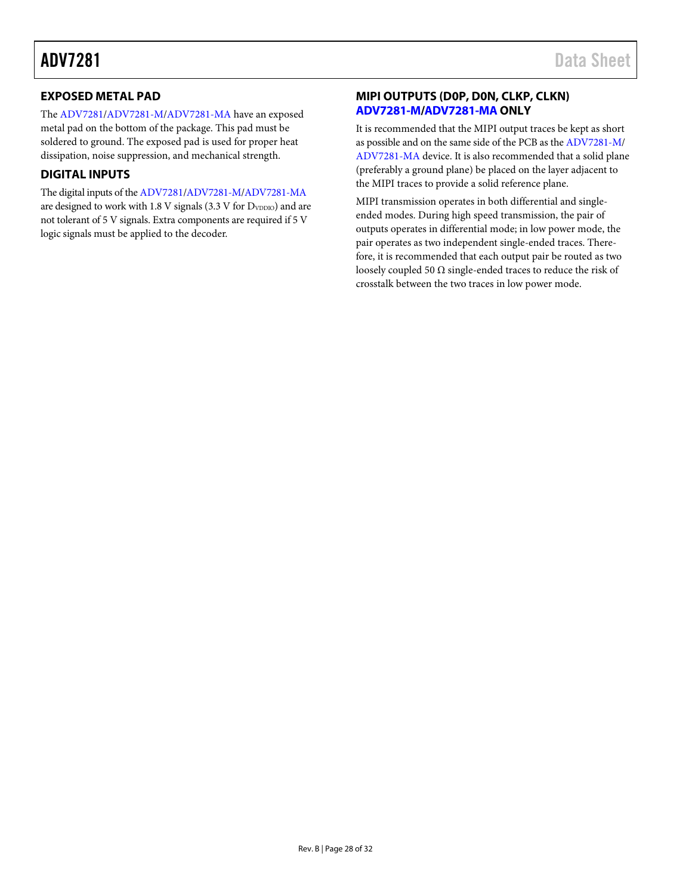## EXPOSED METAL PAD

The ADV7281/ADV7281-M/ADV7281-MA have an exposed metal pad on the bottom of the package. This pad must be soldered to ground. The exposed pad is used for proper heat dissipation, noise suppression, and mechanical strength.

## DIGITAL INPUTS

The digital inputs of the ADV7281/ADV7281-M/ADV7281-MA are designed to work with 1.8 V signals (3.3 V for $D_{VDDIO}$) and are not tolerant of 5 V signals. Extra components are required if 5 V logic signals must be applied to the decoder.

## MIPI OUTPUTS (D0P, D0N, CLKP, CLKN) ADV7281-M/ADV7281-MA ONLY

It is recommended that the MIPI output traces be kept as short as possible and on the same side of the PCB as the ADV7281-M/ADV7281-MA device. It is also recommended that a solid plane (preferably a ground plane) be placed on the layer adjacent to the MIPI traces to provide a solid reference plane.

MIPI transmission operates in both differential and single-ended modes. During high speed transmission, the pair of outputs operates in differential mode; in low power mode, the pair operates as two independent single-ended traces. Therefore, it is recommended that each output pair be routed as two loosely coupled 50 Ω single-ended traces to reduce the risk of crosstalk between the two traces in low power mode.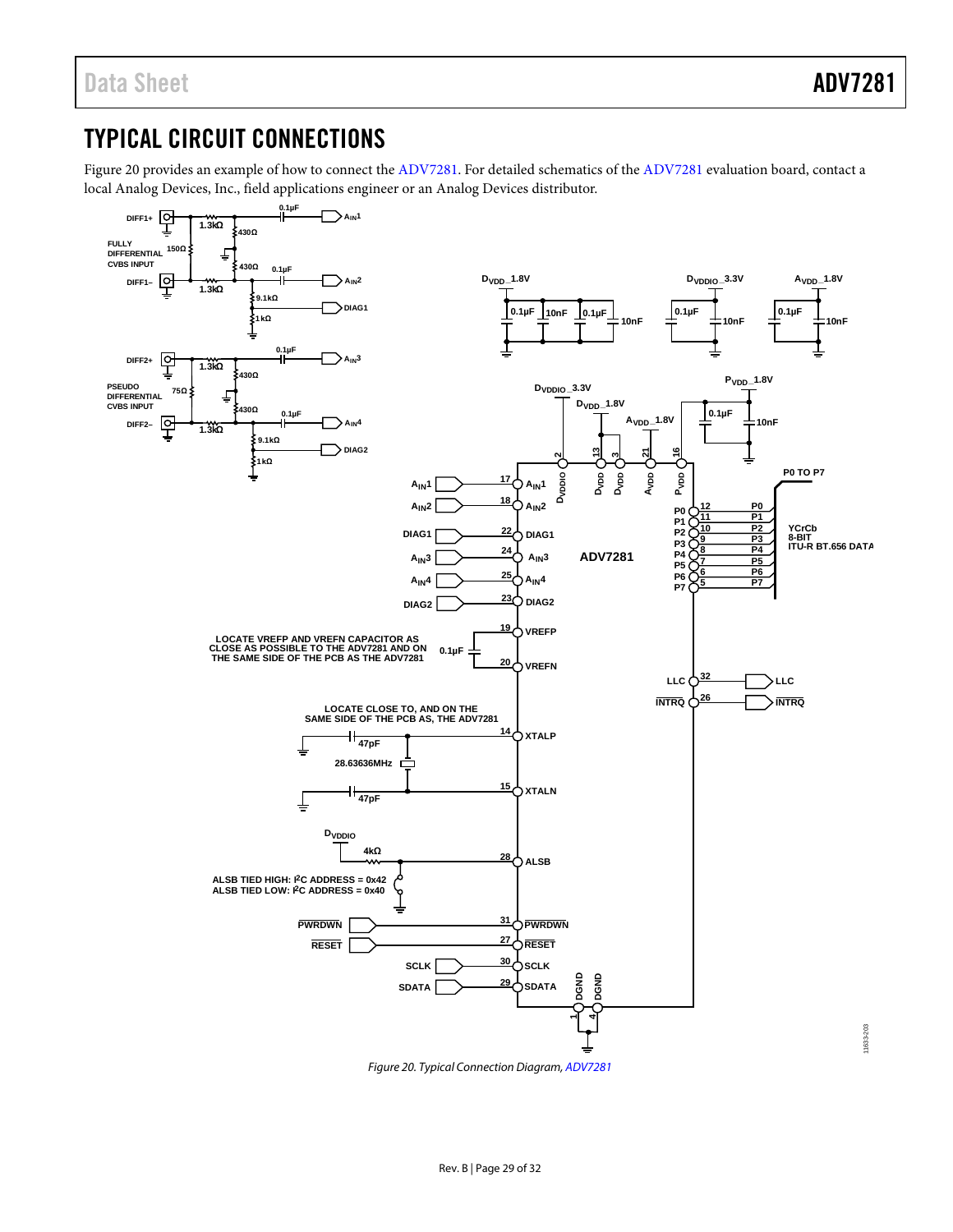# TYPICAL CIRCUIT CONNECTIONS

Figure 20 provides an example of how to connect the ADV7281. For detailed schematics of the ADV7281 evaluation board, contact a local Analog Devices, Inc., field applications engineer or an Analog Devices distributor.

DIFF1+
1.3kΩ
0.1µF
$A_{IN}1$
430Ω
FULLY
DIFFERENTIAL
CVBS INPUT
150Ω
430Ω
0.1µF
DIFF1–
1.3kΩ
$A_{IN}2$
9.1kΩ
DIAG1
1kΩ

DIFF2+
1.3kΩ
0.1µF
$A_{IN}3$
430Ω
PSEUDO
DIFFERENTIAL
CVBS INPUT
75Ω
430Ω
0.1µF
DIFF2–
1.3kΩ
$A_{IN}4$
9.1kΩ
DIAG2
1kΩ

$D_{VDD}$_1.8V
0.1µF
10nF
0.1µF
10nF
$D_{VDDIO}$_3.3V
0.1µF
10nF
$A_{VDD}$_1.8V
0.1µF
10nF

$D_{VDDIO}$_3.3V
$D_{VDD}$_1.8V
$A_{VDD}$_1.8V
$P_{VDD}$_1.8V
0.1µF
10nF

2 $D_{VDDIO}$
13 $D_{VDD}$
3 $D_{VDD}$
21 $A_{VDD}$
16 $P_{VDD}$

$A_{IN}1$ 17 $A_{IN}1$
$A_{IN}2$ 18 $A_{IN}2$
DIAG1 22 DIAG1
$A_{IN}3$ 24 $A_{IN}3$
$A_{IN}4$ 25 $A_{IN}4$
DIAG2 23 DIAG2

ADV7281

P0 TO P7
P0 12 P0
P1 11 P1
P2 10 P2
P3 9 P3
P4 8 P4
P5 7 P5
P6 6 P6
P7 5 P7
YCrCb
8-BIT
ITU-R BT.656 DATA

LOCATE VREFP AND VREFN CAPACITOR AS CLOSE AS POSSIBLE TO THE ADV7281 AND ON THE SAME SIDE OF THE PCB AS THE ADV7281
0.1µF
19 VREFP
20 VREFN

LLC 32 LLC
INTRQ 26 INTRQ

LOCATE CLOSE TO, AND ON THE SAME SIDE OF THE PCB AS, THE ADV7281
47pF
28.63636MHz
47pF
14 XTALP
15 XTALN

$D_{VDDIO}$
4kΩ
28 ALSB
ALSB TIED HIGH: I²C ADDRESS = 0x42
ALSB TIED LOW: I²C ADDRESS = 0x40

PWRDWN 31 PWRDWN
RESET 27 RESET
SCLK 30 SCLK
SDATA 29 SDATA
DGND 1
DGND 4

11633-203

*Figure 20. Typical Connection Diagram, ADV7281*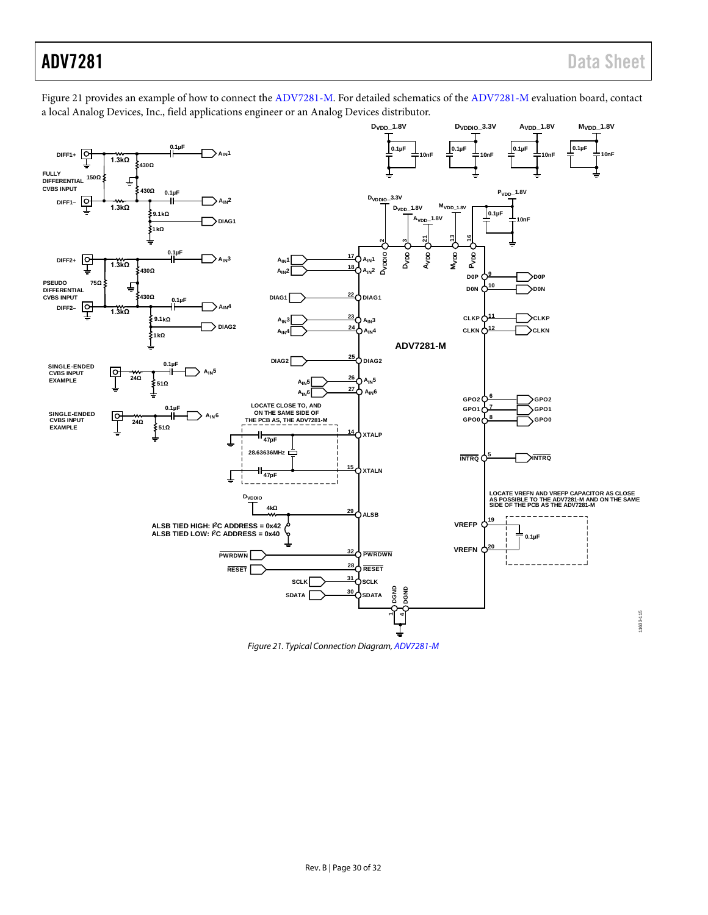Figure 21 provides an example of how to connect the ADV7281-M. For detailed schematics of the ADV7281-M evaluation board, contact a local Analog Devices, Inc., field applications engineer or an Analog Devices distributor.

DIFF1+
1.3kΩ
430Ω
0.1µF
$A_{IN}1$
FULLY DIFFERENTIAL CVBS INPUT
150Ω
430Ω
0.1µF
DIFF1–
1.3kΩ
$A_{IN}2$
9.1kΩ
DIAG1
1kΩ

DIFF2+
1.3kΩ
430Ω
0.1µF
$A_{IN}3$
PSEUDO DIFFERENTIAL CVBS INPUT
75Ω
430Ω
0.1µF
DIFF2–
1.3kΩ
$A_{IN}4$
9.1kΩ
DIAG2
1kΩ

SINGLE-ENDED CVBS INPUT EXAMPLE
24Ω
51Ω
0.1µF
$A_{IN}5$

SINGLE-ENDED CVBS INPUT EXAMPLE
24Ω
51Ω
0.1µF
$A_{IN}6$

$D_{VDD}$_1.8V
0.1µF
10nF
$D_{VDDIO}$_3.3V
0.1µF
10nF
$A_{VDD}$_1.8V
0.1µF
10nF
$M_{VDD}$_1.8V
0.1µF
10nF

$D_{VDDIO}$_3.3V
$D_{VDD}$_1.8V
$A_{VDD}$_1.8V
$M_{VDD\_1.8V}$
$P_{VDD}$_1.8V
0.1µF
10nF

ADV7281-M

2 $D_{VDDIO}$
3 $D_{VDD}$
21 $A_{VDD}$
13 $M_{VDD}$
16 $P_{VDD}$

$A_{IN}1$ 17 $A_{IN}1$
$A_{IN}2$ 18 $A_{IN}2$
DIAG1 22 DIAG1
$A_{IN}3$ 23 $A_{IN}3$
$A_{IN}4$ 24 $A_{IN}4$
DIAG2 25 DIAG2
$A_{IN}5$ 26 $A_{IN}5$
$A_{IN}6$ 27 $A_{IN}6$

LOCATE CLOSE TO, AND ON THE SAME SIDE OF THE PCB AS, THE ADV7281-M
47pF
28.63636MHz
47pF
14 XTALP
15 XTALN

$D_{VDDIO}$
4kΩ
29 ALSB
ALSB TIED HIGH: I²C ADDRESS = 0x42
ALSB TIED LOW: I²C ADDRESS = 0x40

PWRDWN 32 PWRDWN
RESET 28 RESET
SCLK 31 SCLK
SDATA 30 SDATA
1 DGND
4 DGND

D0P 9 D0P
D0N 10 D0N
CLKP 11 CLKP
CLKN 12 CLKN
GPO2 6 GPO2
GPO1 7 GPO1
GPO0 8 GPO0
INTRQ 5 INTRQ

LOCATE VREFN AND VREFP CAPACITOR AS CLOSE AS POSSIBLE TO THE ADV7281-M AND ON THE SAME SIDE OF THE PCB AS THE ADV7281-M
VREFP 19
VREFN 20
0.1µF

11633-115

*Figure 21. Typical Connection Diagram, ADV7281-M*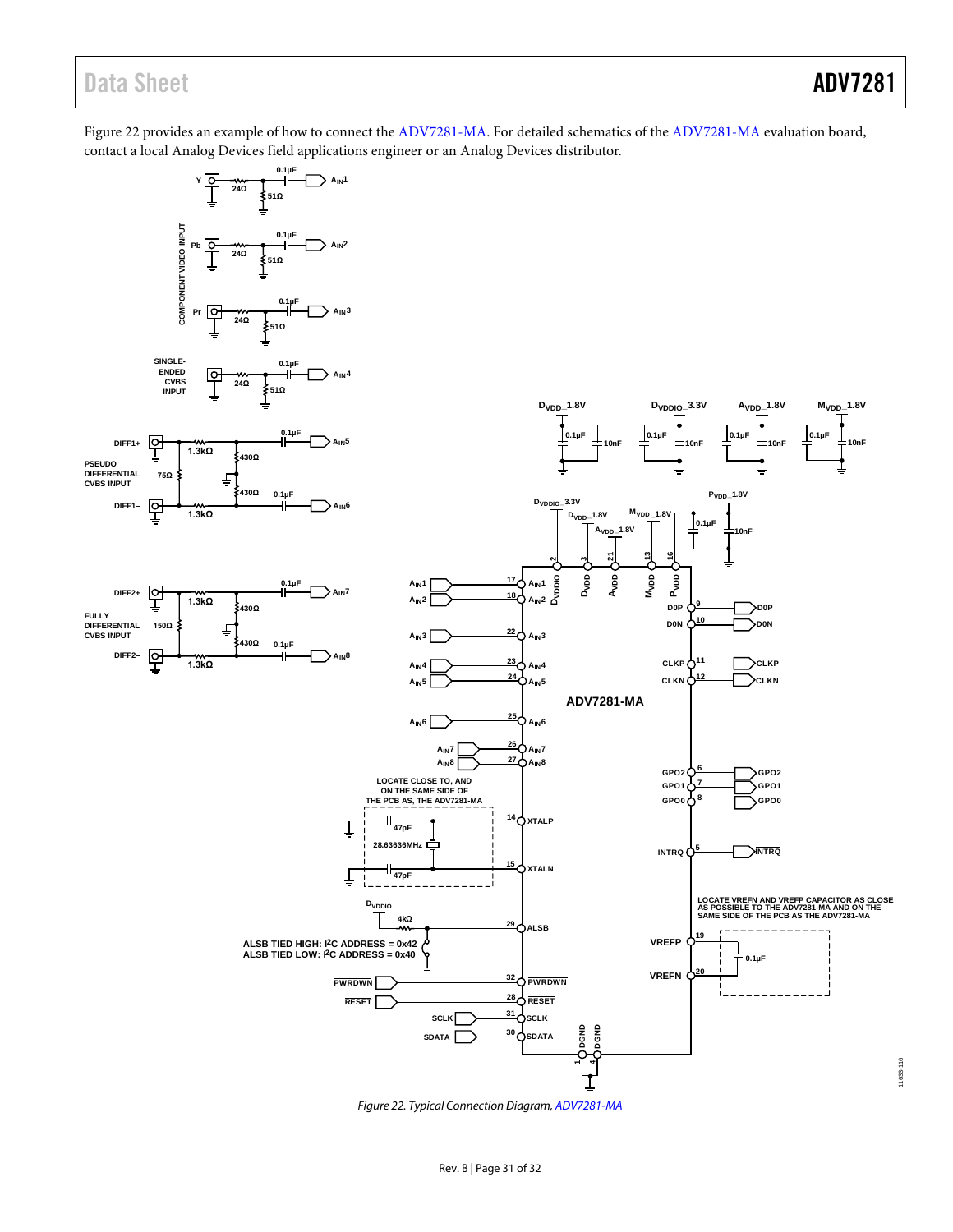Figure 22 provides an example of how to connect the ADV7281-MA. For detailed schematics of the ADV7281-MA evaluation board, contact a local Analog Devices field applications engineer or an Analog Devices distributor.

Figure 22. Typical Connection Diagram, ADV7281-MA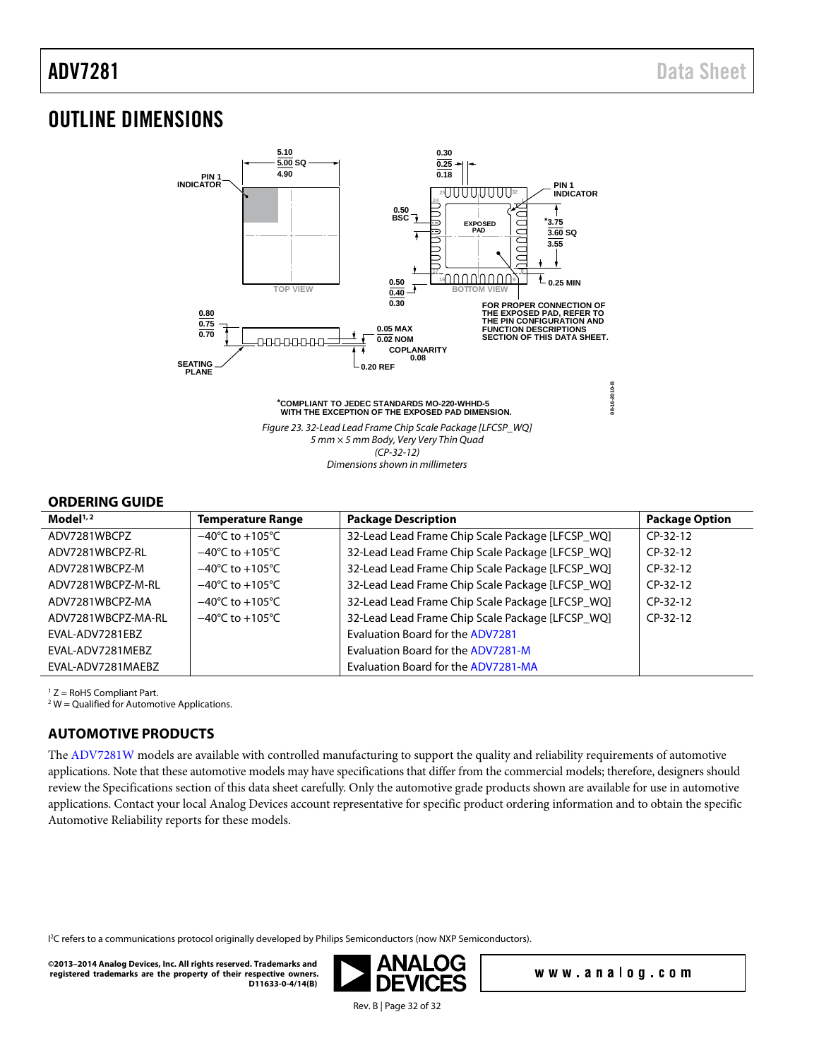# OUTLINE DIMENSIONS

5.10
5.00 SQ
4.90

PIN 1 INDICATOR

TOP VIEW

0.30
0.25
0.18

0.50 BSC

EXPOSED PAD

PIN 1 INDICATOR

*3.75
3.60 SQ
3.55

0.50
0.40
0.30

BOTTOM VIEW

0.25 MIN

FOR PROPER CONNECTION OF THE EXPOSED PAD, REFER TO THE PIN CONFIGURATION AND FUNCTION DESCRIPTIONS SECTION OF THIS DATA SHEET.

0.80
0.75
0.70

0.05 MAX
0.02 NOM

COPLANARITY 0.08

0.20 REF

SEATING PLANE

*COMPLIANT TO JEDEC STANDARDS MO-220-WHHD-5 WITH THE EXCEPTION OF THE EXPOSED PAD DIMENSION.

08-16-2010-B

*Figure 23. 32-Lead Lead Frame Chip Scale Package [LFCSP_WQ]*
*5 mm × 5 mm Body, Very Very Thin Quad*
*(CP-32-12)*
*Dimensions shown in millimeters*

## ORDERING GUIDE

| Model[1,2] | Temperature Range | Package Description | Package Option |
|---|---|---|---|
| ADV7281WBCPZ | −40°C to +105°C | 32-Lead Lead Frame Chip Scale Package [LFCSP_WQ] | CP-32-12 |
| ADV7281WBCPZ-RL | −40°C to +105°C | 32-Lead Lead Frame Chip Scale Package [LFCSP_WQ] | CP-32-12 |
| ADV7281WBCPZ-M | −40°C to +105°C | 32-Lead Lead Frame Chip Scale Package [LFCSP_WQ] | CP-32-12 |
| ADV7281WBCPZ-M-RL | −40°C to +105°C | 32-Lead Lead Frame Chip Scale Package [LFCSP_WQ] | CP-32-12 |
| ADV7281WBCPZ-MA | −40°C to +105°C | 32-Lead Lead Frame Chip Scale Package [LFCSP_WQ] | CP-32-12 |
| ADV7281WBCPZ-MA-RL | −40°C to +105°C | 32-Lead Lead Frame Chip Scale Package [LFCSP_WQ] | CP-32-12 |
| EVAL-ADV7281EBZ | | Evaluation Board for the ADV7281 | |
| EVAL-ADV7281MEBZ | | Evaluation Board for the ADV7281-M | |
| EVAL-ADV7281MAEBZ | | Evaluation Board for the ADV7281-MA | |

[1] Z = RoHS Compliant Part.
[2] W = Qualified for Automotive Applications.

### AUTOMOTIVE PRODUCTS

The ADV7281W models are available with controlled manufacturing to support the quality and reliability requirements of automotive applications. Note that these automotive models may have specifications that differ from the commercial models; therefore, designers should review the Specifications section of this data sheet carefully. Only the automotive grade products shown are available for use in automotive applications. Contact your local Analog Devices account representative for specific product ordering information and to obtain the specific Automotive Reliability reports for these models.

I²C refers to a communications protocol originally developed by Philips Semiconductors (now NXP Semiconductors).

©2013–2014 Analog Devices, Inc. All rights reserved. Trademarks and registered trademarks are the property of their respective owners.
D11633-0-4/14(B)

www.analog.com